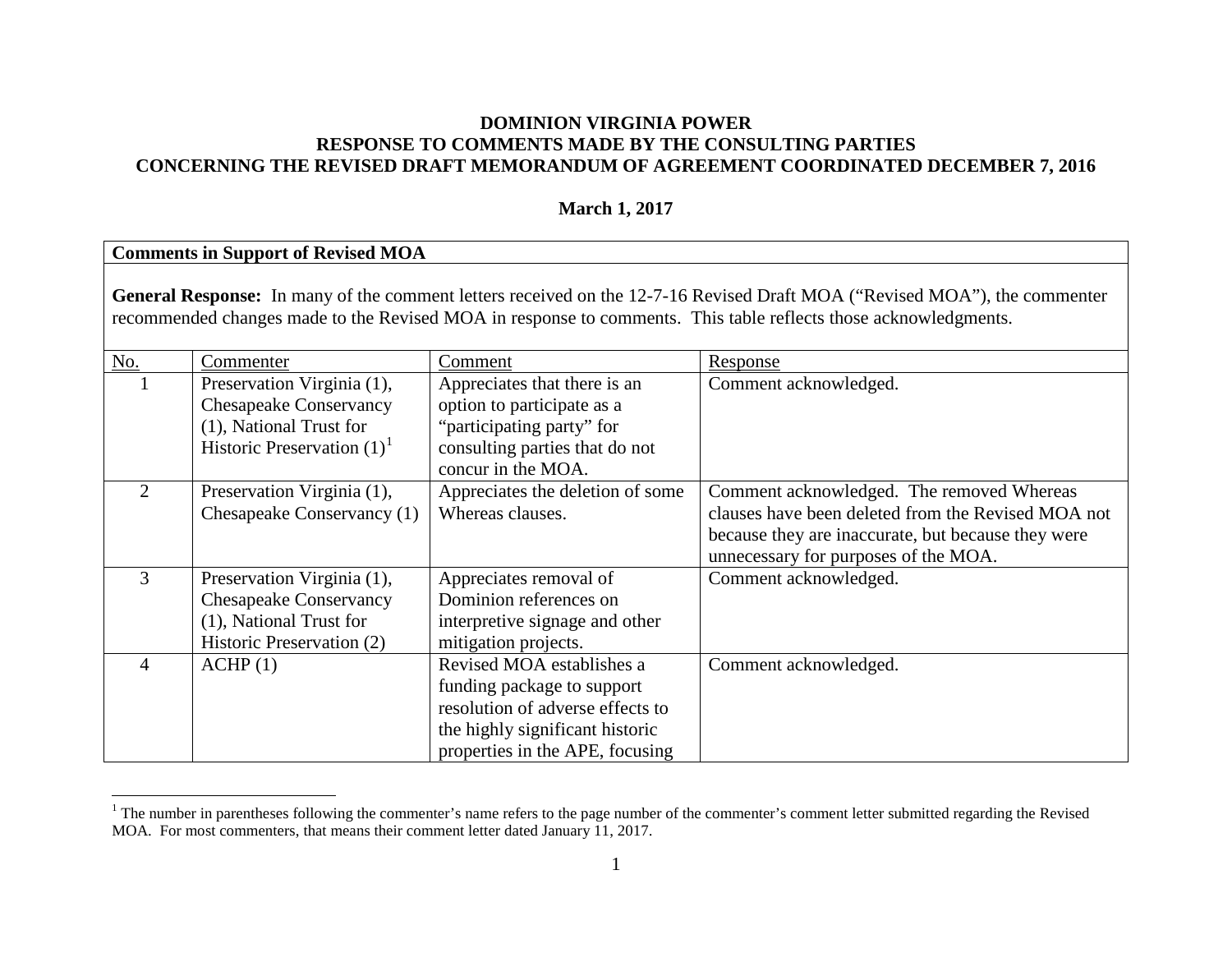# DOMINION VIRGINIA POWER
# RESPONSE TO COMMENTS MADE BY THE CONSULTING PARTIES
# CONCERNING THE REVISED DRAFT MEMORANDUM OF AGREEMENT COORDINATED DECEMBER 7, 2016

**March 1, 2017**

**Comments in Support of Revised MOA**

**General Response:** In many of the comment letters received on the 12-7-16 Revised Draft MOA ("Revised MOA"), the commenter recommended changes made to the Revised MOA in response to comments. This table reflects those acknowledgments.

| No. | Commenter | Comment | Response |
|---|---|---|---|
| 1 | Preservation Virginia (1), Chesapeake Conservancy (1), National Trust for Historic Preservation (1)[1] | Appreciates that there is an option to participate as a "participating party" for consulting parties that do not concur in the MOA. | Comment acknowledged. |
| 2 | Preservation Virginia (1), Chesapeake Conservancy (1) | Appreciates the deletion of some Whereas clauses. | Comment acknowledged. The removed Whereas clauses have been deleted from the Revised MOA not because they are inaccurate, but because they were unnecessary for purposes of the MOA. |
| 3 | Preservation Virginia (1), Chesapeake Conservancy (1), National Trust for Historic Preservation (2) | Appreciates removal of Dominion references on interpretive signage and other mitigation projects. | Comment acknowledged. |
| 4 | ACHP (1) | Revised MOA establishes a funding package to support resolution of adverse effects to the highly significant historic properties in the APE, focusing | Comment acknowledged. |

[1] The number in parentheses following the commenter's name refers to the page number of the commenter's comment letter submitted regarding the Revised MOA. For most commenters, that means their comment letter dated January 11, 2017.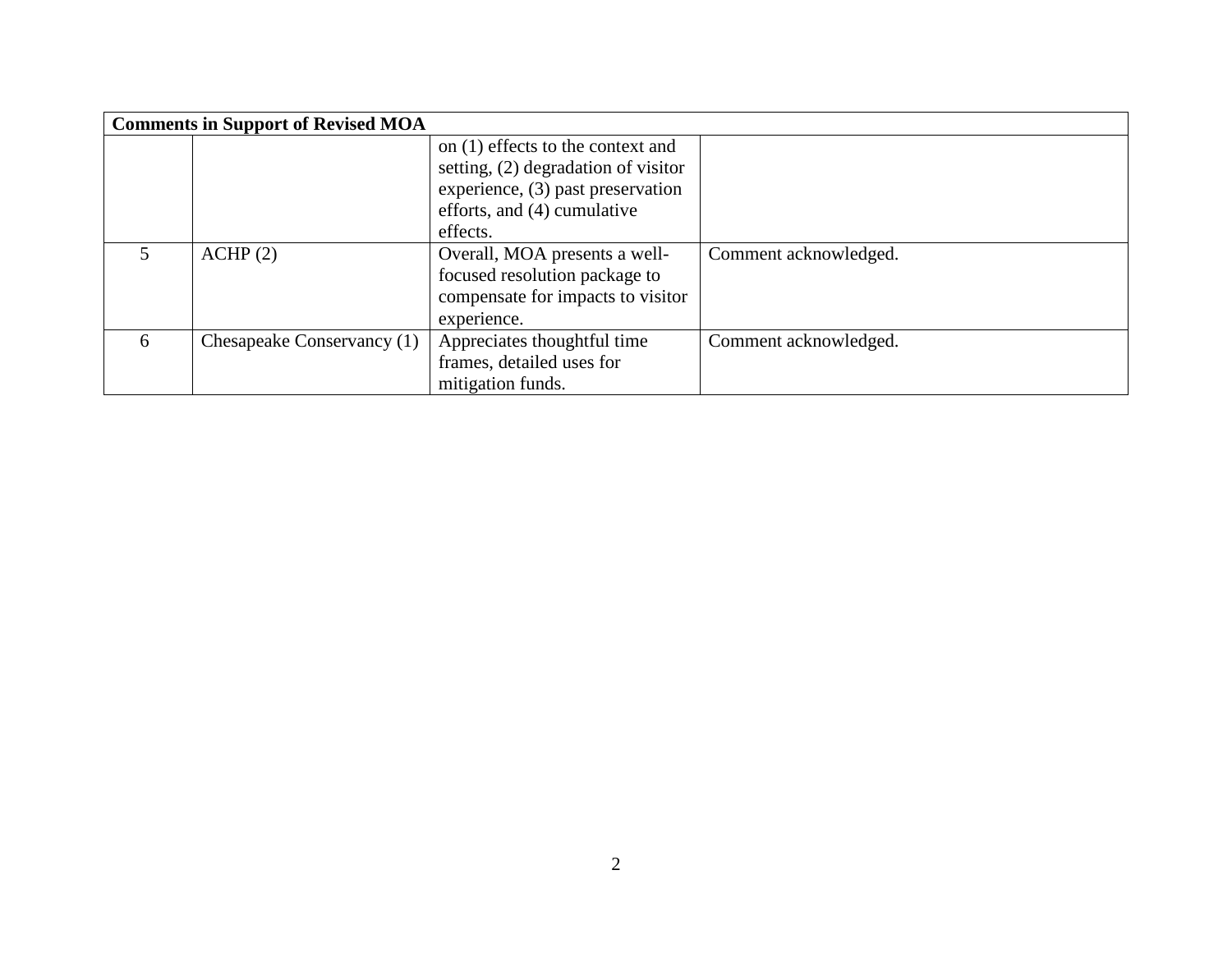| Comments in Support of Revised MOA | | | |
|---|---|---|---|
| | | on (1) effects to the context and setting, (2) degradation of visitor experience, (3) past preservation efforts, and (4) cumulative effects. | |
| 5 | ACHP (2) | Overall, MOA presents a well-focused resolution package to compensate for impacts to visitor experience. | Comment acknowledged. |
| 6 | Chesapeake Conservancy (1) | Appreciates thoughtful time frames, detailed uses for mitigation funds. | Comment acknowledged. |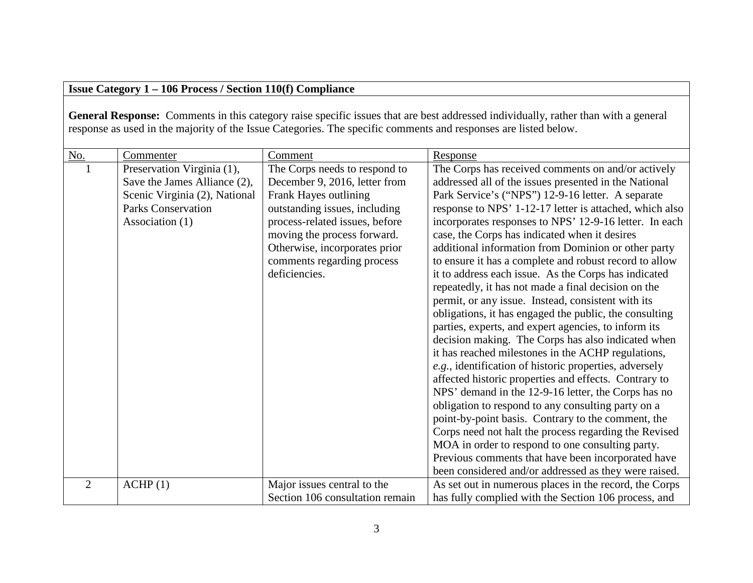**Issue Category 1 – 106 Process / Section 110(f) Compliance**

**General Response:** Comments in this category raise specific issues that are best addressed individually, rather than with a general response as used in the majority of the Issue Categories. The specific comments and responses are listed below.

| No. | Commenter | Comment | Response |
|---|---|---|---|
| 1 | Preservation Virginia (1), Save the James Alliance (2), Scenic Virginia (2), National Parks Conservation Association (1) | The Corps needs to respond to December 9, 2016, letter from Frank Hayes outlining outstanding issues, including process-related issues, before moving the process forward. Otherwise, incorporates prior comments regarding process deficiencies. | The Corps has received comments on and/or actively addressed all of the issues presented in the National Park Service's ("NPS") 12-9-16 letter. A separate response to NPS' 1-12-17 letter is attached, which also incorporates responses to NPS' 12-9-16 letter. In each case, the Corps has indicated when it desires additional information from Dominion or other party to ensure it has a complete and robust record to allow it to address each issue. As the Corps has indicated repeatedly, it has not made a final decision on the permit, or any issue. Instead, consistent with its obligations, it has engaged the public, the consulting parties, experts, and expert agencies, to inform its decision making. The Corps has also indicated when it has reached milestones in the ACHP regulations, *e.g.*, identification of historic properties, adversely affected historic properties and effects. Contrary to NPS' demand in the 12-9-16 letter, the Corps has no obligation to respond to any consulting party on a point-by-point basis. Contrary to the comment, the Corps need not halt the process regarding the Revised MOA in order to respond to one consulting party. Previous comments that have been incorporated have been considered and/or addressed as they were raised. |
| 2 | ACHP (1) | Major issues central to the Section 106 consultation remain | As set out in numerous places in the record, the Corps has fully complied with the Section 106 process, and |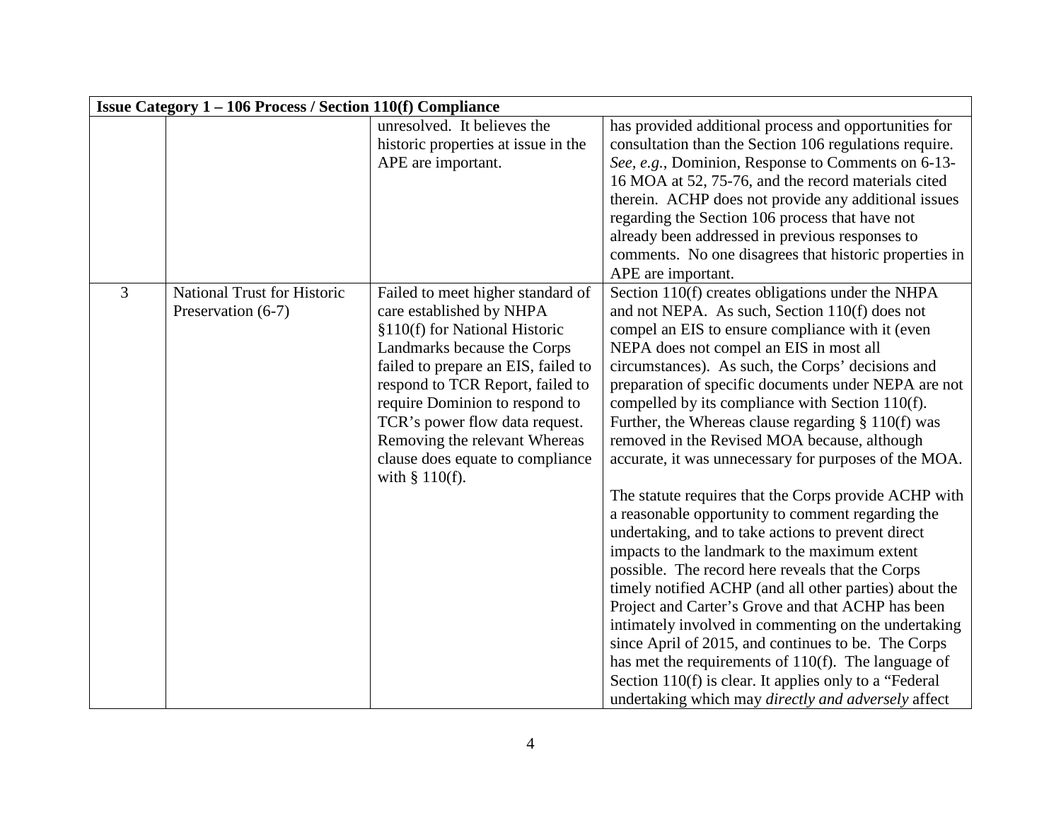| Issue Category 1 – 106 Process / Section 110(f) Compliance | | | |
|---|---|---|---|
| | | unresolved. It believes the historic properties at issue in the APE are important. | has provided additional process and opportunities for consultation than the Section 106 regulations require. *See, e.g.*, Dominion, Response to Comments on 6-13-16 MOA at 52, 75-76, and the record materials cited therein. ACHP does not provide any additional issues regarding the Section 106 process that have not already been addressed in previous responses to comments. No one disagrees that historic properties in APE are important. |
| 3 | National Trust for Historic Preservation (6-7) | Failed to meet higher standard of care established by NHPA §110(f) for National Historic Landmarks because the Corps failed to prepare an EIS, failed to respond to TCR Report, failed to require Dominion to respond to TCR's power flow data request. Removing the relevant Whereas clause does equate to compliance with § 110(f). | Section 110(f) creates obligations under the NHPA and not NEPA. As such, Section 110(f) does not compel an EIS to ensure compliance with it (even NEPA does not compel an EIS in most all circumstances). As such, the Corps' decisions and preparation of specific documents under NEPA are not compelled by its compliance with Section 110(f). Further, the Whereas clause regarding § 110(f) was removed in the Revised MOA because, although accurate, it was unnecessary for purposes of the MOA.<br><br>The statute requires that the Corps provide ACHP with a reasonable opportunity to comment regarding the undertaking, and to take actions to prevent direct impacts to the landmark to the maximum extent possible. The record here reveals that the Corps timely notified ACHP (and all other parties) about the Project and Carter's Grove and that ACHP has been intimately involved in commenting on the undertaking since April of 2015, and continues to be. The Corps has met the requirements of 110(f). The language of Section 110(f) is clear. It applies only to a "Federal undertaking which may *directly and adversely* affect |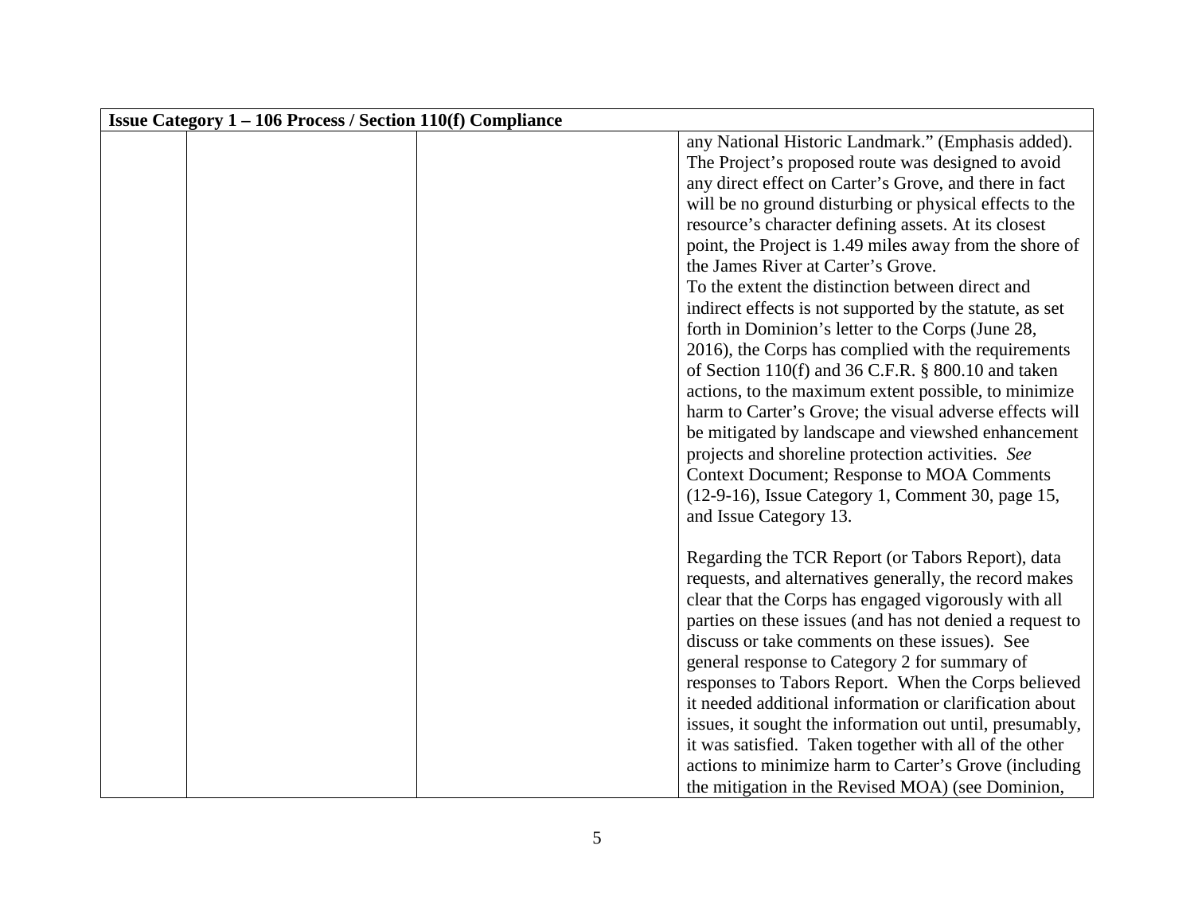| Issue Category 1 – 106 Process / Section 110(f) Compliance | | | |
|---|---|---|---|
| | | | any National Historic Landmark." (Emphasis added). The Project's proposed route was designed to avoid any direct effect on Carter's Grove, and there in fact will be no ground disturbing or physical effects to the resource's character defining assets. At its closest point, the Project is 1.49 miles away from the shore of the James River at Carter's Grove.<br>To the extent the distinction between direct and indirect effects is not supported by the statute, as set forth in Dominion's letter to the Corps (June 28, 2016), the Corps has complied with the requirements of Section 110(f) and 36 C.F.R. § 800.10 and taken actions, to the maximum extent possible, to minimize harm to Carter's Grove; the visual adverse effects will be mitigated by landscape and viewshed enhancement projects and shoreline protection activities. *See* Context Document; Response to MOA Comments (12-9-16), Issue Category 1, Comment 30, page 15, and Issue Category 13.<br><br>Regarding the TCR Report (or Tabors Report), data requests, and alternatives generally, the record makes clear that the Corps has engaged vigorously with all parties on these issues (and has not denied a request to discuss or take comments on these issues). See general response to Category 2 for summary of responses to Tabors Report. When the Corps believed it needed additional information or clarification about issues, it sought the information out until, presumably, it was satisfied. Taken together with all of the other actions to minimize harm to Carter's Grove (including the mitigation in the Revised MOA) (see Dominion, |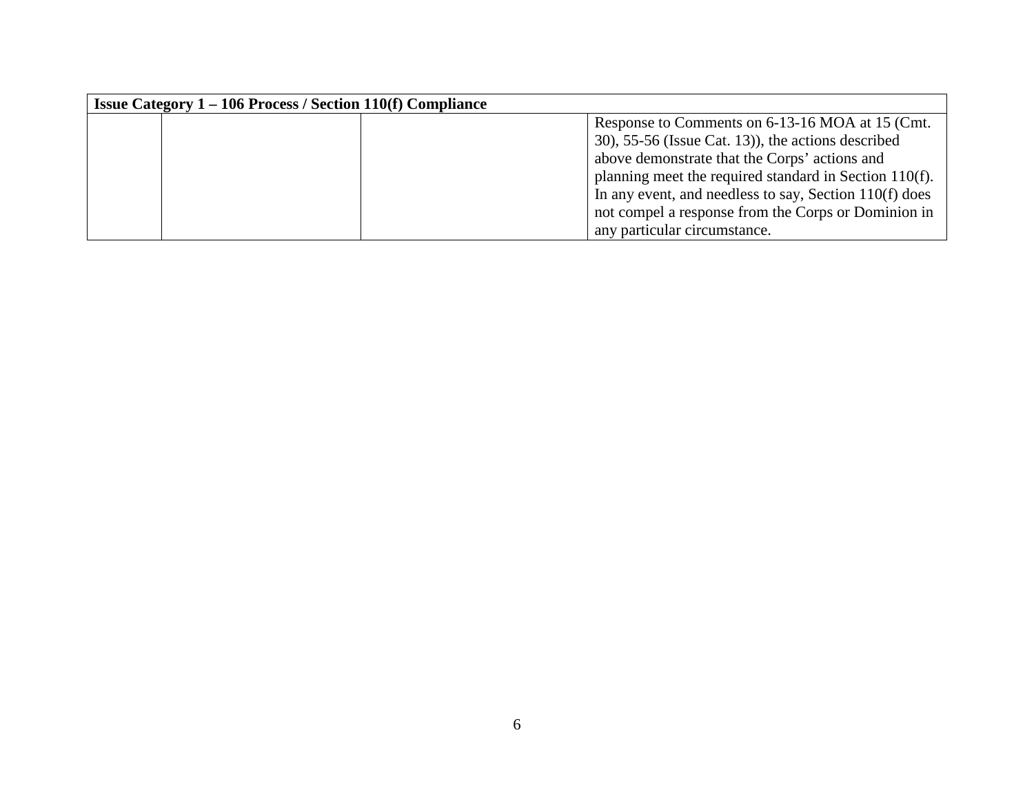| Issue Category 1 – 106 Process / Section 110(f) Compliance | | | |
|---|---|---|---|
| | | | Response to Comments on 6-13-16 MOA at 15 (Cmt. 30), 55-56 (Issue Cat. 13)), the actions described above demonstrate that the Corps' actions and planning meet the required standard in Section 110(f). In any event, and needless to say, Section 110(f) does not compel a response from the Corps or Dominion in any particular circumstance. |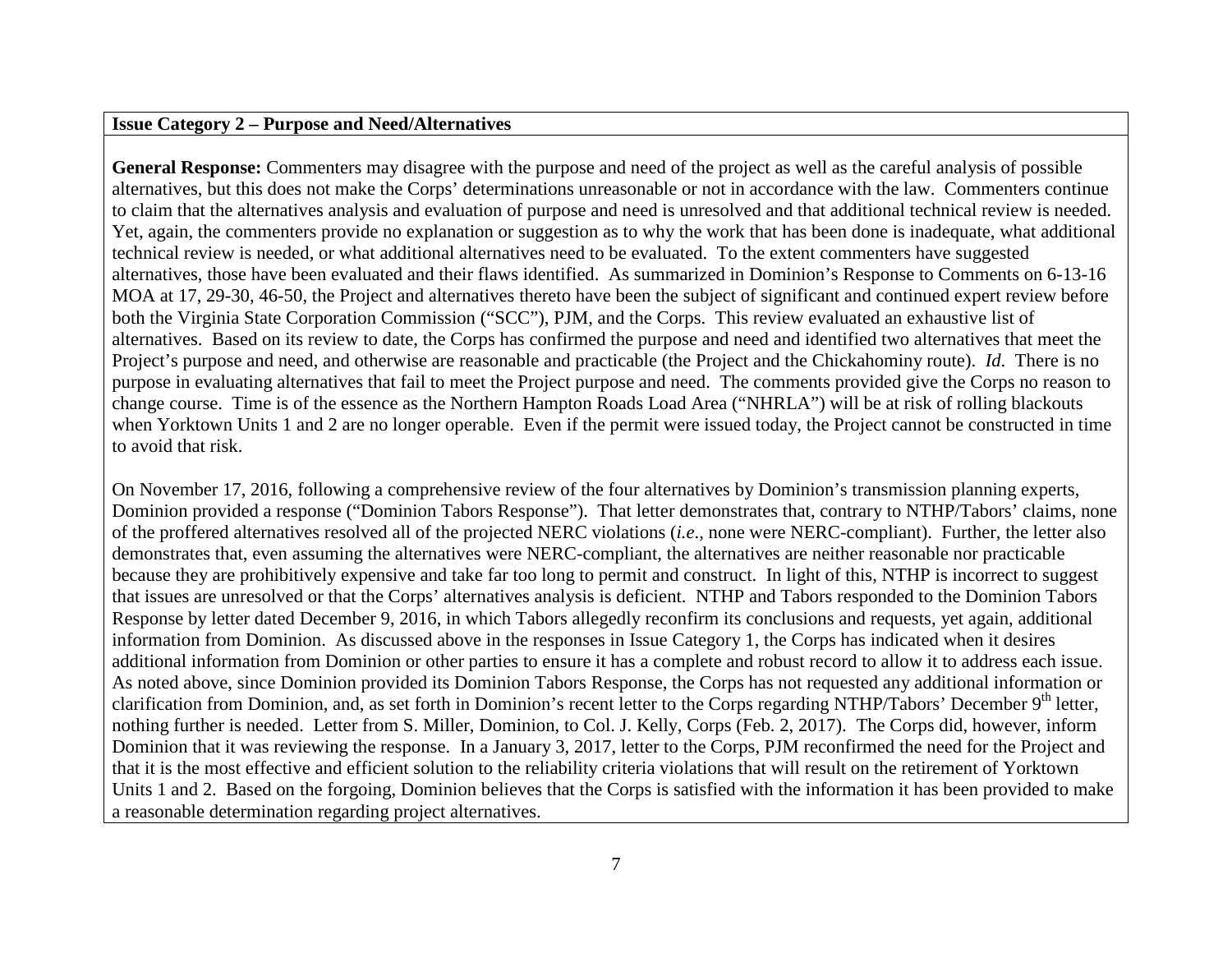**Issue Category 2 – Purpose and Need/Alternatives**

**General Response:** Commenters may disagree with the purpose and need of the project as well as the careful analysis of possible alternatives, but this does not make the Corps' determinations unreasonable or not in accordance with the law. Commenters continue to claim that the alternatives analysis and evaluation of purpose and need is unresolved and that additional technical review is needed. Yet, again, the commenters provide no explanation or suggestion as to why the work that has been done is inadequate, what additional technical review is needed, or what additional alternatives need to be evaluated. To the extent commenters have suggested alternatives, those have been evaluated and their flaws identified. As summarized in Dominion's Response to Comments on 6-13-16 MOA at 17, 29-30, 46-50, the Project and alternatives thereto have been the subject of significant and continued expert review before both the Virginia State Corporation Commission ("SCC"), PJM, and the Corps. This review evaluated an exhaustive list of alternatives. Based on its review to date, the Corps has confirmed the purpose and need and identified two alternatives that meet the Project's purpose and need, and otherwise are reasonable and practicable (the Project and the Chickahominy route). *Id.* There is no purpose in evaluating alternatives that fail to meet the Project purpose and need. The comments provided give the Corps no reason to change course. Time is of the essence as the Northern Hampton Roads Load Area ("NHRLA") will be at risk of rolling blackouts when Yorktown Units 1 and 2 are no longer operable. Even if the permit were issued today, the Project cannot be constructed in time to avoid that risk.

On November 17, 2016, following a comprehensive review of the four alternatives by Dominion's transmission planning experts, Dominion provided a response ("Dominion Tabors Response"). That letter demonstrates that, contrary to NTHP/Tabors' claims, none of the proffered alternatives resolved all of the projected NERC violations (*i.e*., none were NERC-compliant). Further, the letter also demonstrates that, even assuming the alternatives were NERC-compliant, the alternatives are neither reasonable nor practicable because they are prohibitively expensive and take far too long to permit and construct. In light of this, NTHP is incorrect to suggest that issues are unresolved or that the Corps' alternatives analysis is deficient. NTHP and Tabors responded to the Dominion Tabors Response by letter dated December 9, 2016, in which Tabors allegedly reconfirm its conclusions and requests, yet again, additional information from Dominion. As discussed above in the responses in Issue Category 1, the Corps has indicated when it desires additional information from Dominion or other parties to ensure it has a complete and robust record to allow it to address each issue. As noted above, since Dominion provided its Dominion Tabors Response, the Corps has not requested any additional information or clarification from Dominion, and, as set forth in Dominion's recent letter to the Corps regarding NTHP/Tabors' December 9th letter, nothing further is needed. Letter from S. Miller, Dominion, to Col. J. Kelly, Corps (Feb. 2, 2017). The Corps did, however, inform Dominion that it was reviewing the response. In a January 3, 2017, letter to the Corps, PJM reconfirmed the need for the Project and that it is the most effective and efficient solution to the reliability criteria violations that will result on the retirement of Yorktown Units 1 and 2. Based on the forgoing, Dominion believes that the Corps is satisfied with the information it has been provided to make a reasonable determination regarding project alternatives.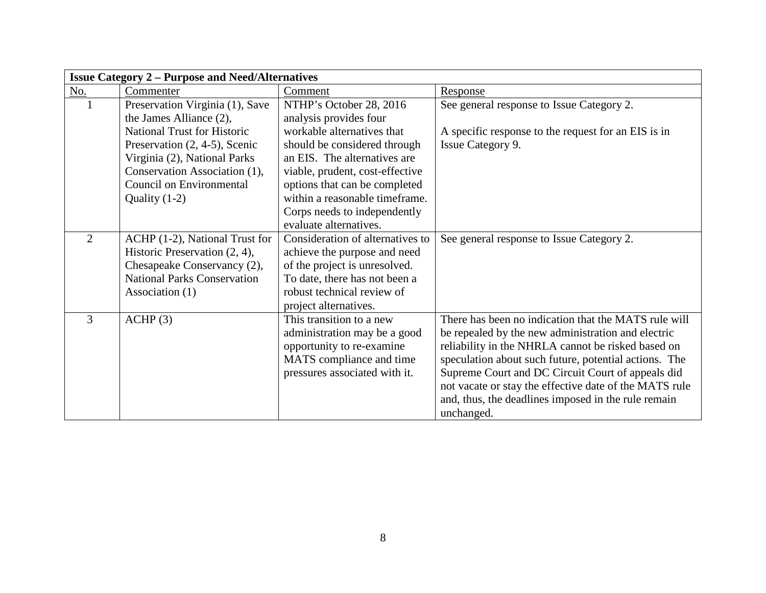| **Issue Category 2 – Purpose and Need/Alternatives** | | | |
|---|---|---|---|
| No. | Commenter | Comment | Response |
| 1 | Preservation Virginia (1), Save the James Alliance (2), National Trust for Historic Preservation (2, 4-5), Scenic Virginia (2), National Parks Conservation Association (1), Council on Environmental Quality (1-2) | NTHP's October 28, 2016 analysis provides four workable alternatives that should be considered through an EIS. The alternatives are viable, prudent, cost-effective options that can be completed within a reasonable timeframe. Corps needs to independently evaluate alternatives. | See general response to Issue Category 2.<br><br>A specific response to the request for an EIS is in Issue Category 9. |
| 2 | ACHP (1-2), National Trust for Historic Preservation (2, 4), Chesapeake Conservancy (2), National Parks Conservation Association (1) | Consideration of alternatives to achieve the purpose and need of the project is unresolved. To date, there has not been a robust technical review of project alternatives. | See general response to Issue Category 2. |
| 3 | ACHP (3) | This transition to a new administration may be a good opportunity to re-examine MATS compliance and time pressures associated with it. | There has been no indication that the MATS rule will be repealed by the new administration and electric reliability in the NHRLA cannot be risked based on speculation about such future, potential actions. The Supreme Court and DC Circuit Court of appeals did not vacate or stay the effective date of the MATS rule and, thus, the deadlines imposed in the rule remain unchanged. |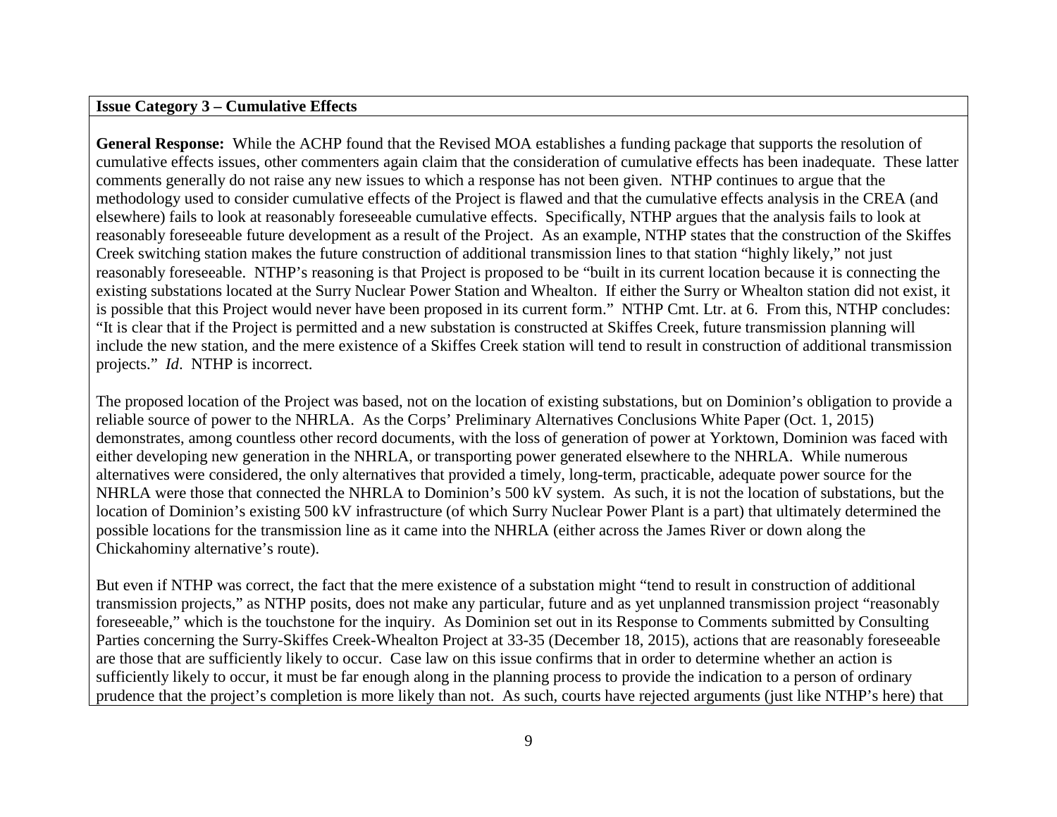**Issue Category 3 – Cumulative Effects**

**General Response:** While the ACHP found that the Revised MOA establishes a funding package that supports the resolution of cumulative effects issues, other commenters again claim that the consideration of cumulative effects has been inadequate. These latter comments generally do not raise any new issues to which a response has not been given. NTHP continues to argue that the methodology used to consider cumulative effects of the Project is flawed and that the cumulative effects analysis in the CREA (and elsewhere) fails to look at reasonably foreseeable cumulative effects. Specifically, NTHP argues that the analysis fails to look at reasonably foreseeable future development as a result of the Project. As an example, NTHP states that the construction of the Skiffes Creek switching station makes the future construction of additional transmission lines to that station "highly likely," not just reasonably foreseeable. NTHP's reasoning is that Project is proposed to be "built in its current location because it is connecting the existing substations located at the Surry Nuclear Power Station and Whealton. If either the Surry or Whealton station did not exist, it is possible that this Project would never have been proposed in its current form." NTHP Cmt. Ltr. at 6. From this, NTHP concludes: "It is clear that if the Project is permitted and a new substation is constructed at Skiffes Creek, future transmission planning will include the new station, and the mere existence of a Skiffes Creek station will tend to result in construction of additional transmission projects." *Id*. NTHP is incorrect.

The proposed location of the Project was based, not on the location of existing substations, but on Dominion's obligation to provide a reliable source of power to the NHRLA. As the Corps' Preliminary Alternatives Conclusions White Paper (Oct. 1, 2015) demonstrates, among countless other record documents, with the loss of generation of power at Yorktown, Dominion was faced with either developing new generation in the NHRLA, or transporting power generated elsewhere to the NHRLA. While numerous alternatives were considered, the only alternatives that provided a timely, long-term, practicable, adequate power source for the NHRLA were those that connected the NHRLA to Dominion's 500 kV system. As such, it is not the location of substations, but the location of Dominion's existing 500 kV infrastructure (of which Surry Nuclear Power Plant is a part) that ultimately determined the possible locations for the transmission line as it came into the NHRLA (either across the James River or down along the Chickahominy alternative's route).

But even if NTHP was correct, the fact that the mere existence of a substation might "tend to result in construction of additional transmission projects," as NTHP posits, does not make any particular, future and as yet unplanned transmission project "reasonably foreseeable," which is the touchstone for the inquiry. As Dominion set out in its Response to Comments submitted by Consulting Parties concerning the Surry-Skiffes Creek-Whealton Project at 33-35 (December 18, 2015), actions that are reasonably foreseeable are those that are sufficiently likely to occur. Case law on this issue confirms that in order to determine whether an action is sufficiently likely to occur, it must be far enough along in the planning process to provide the indication to a person of ordinary prudence that the project's completion is more likely than not. As such, courts have rejected arguments (just like NTHP's here) that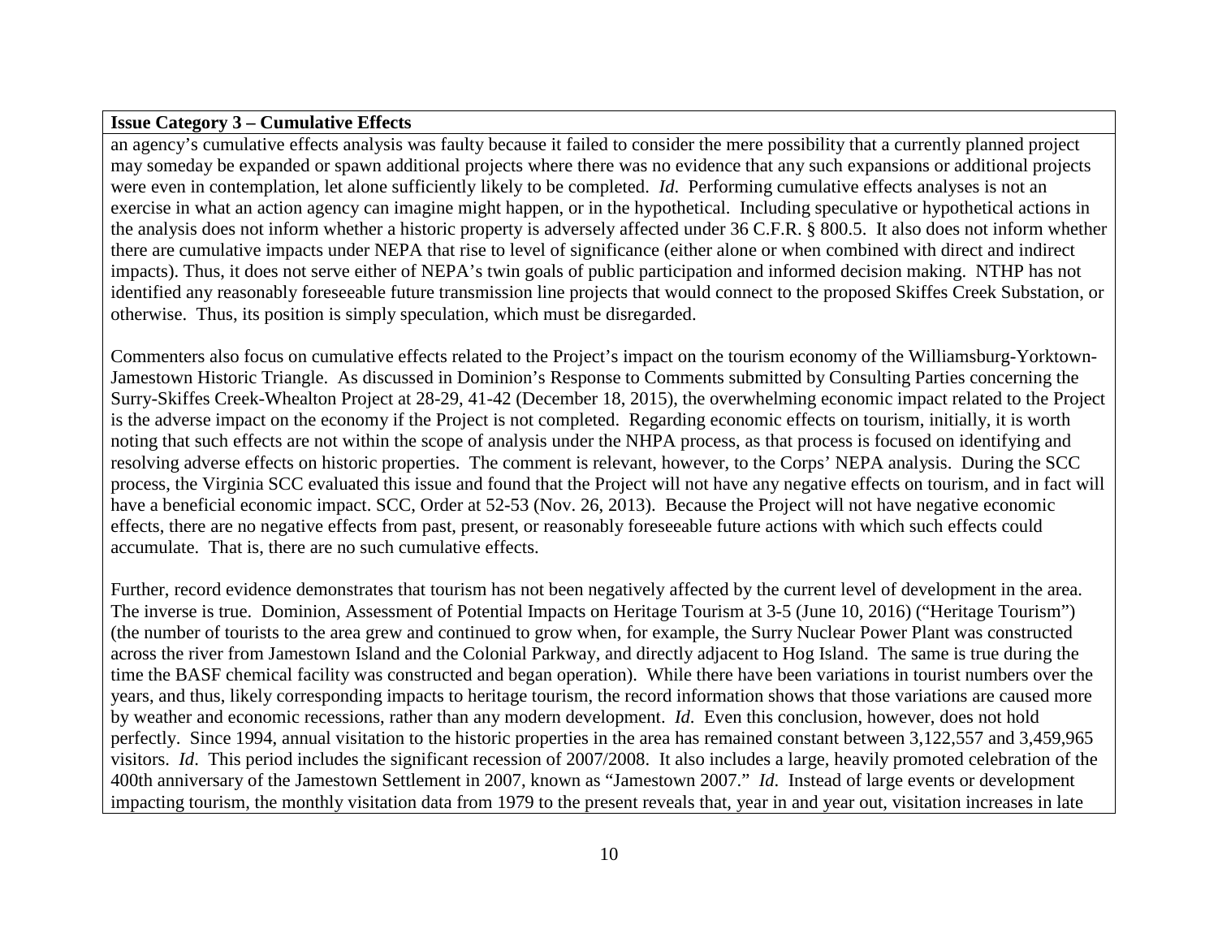**Issue Category 3 – Cumulative Effects**

an agency's cumulative effects analysis was faulty because it failed to consider the mere possibility that a currently planned project may someday be expanded or spawn additional projects where there was no evidence that any such expansions or additional projects were even in contemplation, let alone sufficiently likely to be completed. *Id*. Performing cumulative effects analyses is not an exercise in what an action agency can imagine might happen, or in the hypothetical. Including speculative or hypothetical actions in the analysis does not inform whether a historic property is adversely affected under 36 C.F.R. § 800.5. It also does not inform whether there are cumulative impacts under NEPA that rise to level of significance (either alone or when combined with direct and indirect impacts). Thus, it does not serve either of NEPA's twin goals of public participation and informed decision making. NTHP has not identified any reasonably foreseeable future transmission line projects that would connect to the proposed Skiffes Creek Substation, or otherwise. Thus, its position is simply speculation, which must be disregarded.

Commenters also focus on cumulative effects related to the Project's impact on the tourism economy of the Williamsburg-Yorktown-Jamestown Historic Triangle. As discussed in Dominion's Response to Comments submitted by Consulting Parties concerning the Surry-Skiffes Creek-Whealton Project at 28-29, 41-42 (December 18, 2015), the overwhelming economic impact related to the Project is the adverse impact on the economy if the Project is not completed. Regarding economic effects on tourism, initially, it is worth noting that such effects are not within the scope of analysis under the NHPA process, as that process is focused on identifying and resolving adverse effects on historic properties. The comment is relevant, however, to the Corps' NEPA analysis. During the SCC process, the Virginia SCC evaluated this issue and found that the Project will not have any negative effects on tourism, and in fact will have a beneficial economic impact. SCC, Order at 52-53 (Nov. 26, 2013). Because the Project will not have negative economic effects, there are no negative effects from past, present, or reasonably foreseeable future actions with which such effects could accumulate. That is, there are no such cumulative effects.

Further, record evidence demonstrates that tourism has not been negatively affected by the current level of development in the area. The inverse is true. Dominion, Assessment of Potential Impacts on Heritage Tourism at 3-5 (June 10, 2016) ("Heritage Tourism") (the number of tourists to the area grew and continued to grow when, for example, the Surry Nuclear Power Plant was constructed across the river from Jamestown Island and the Colonial Parkway, and directly adjacent to Hog Island. The same is true during the time the BASF chemical facility was constructed and began operation). While there have been variations in tourist numbers over the years, and thus, likely corresponding impacts to heritage tourism, the record information shows that those variations are caused more by weather and economic recessions, rather than any modern development. *Id*. Even this conclusion, however, does not hold perfectly. Since 1994, annual visitation to the historic properties in the area has remained constant between 3,122,557 and 3,459,965 visitors. *Id*. This period includes the significant recession of 2007/2008. It also includes a large, heavily promoted celebration of the 400th anniversary of the Jamestown Settlement in 2007, known as "Jamestown 2007." *Id*. Instead of large events or development impacting tourism, the monthly visitation data from 1979 to the present reveals that, year in and year out, visitation increases in late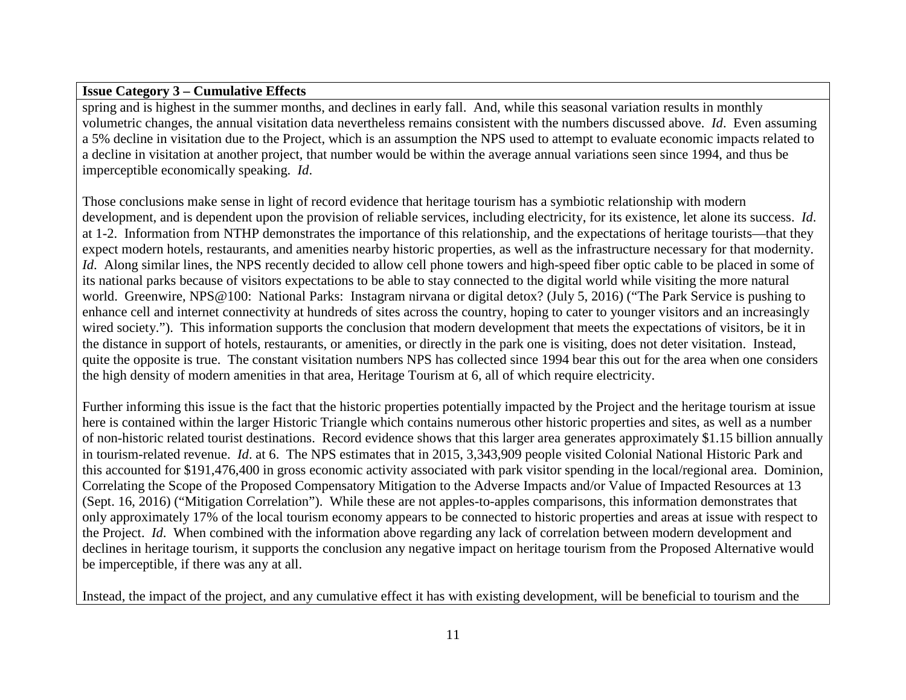**Issue Category 3 – Cumulative Effects**

spring and is highest in the summer months, and declines in early fall. And, while this seasonal variation results in monthly volumetric changes, the annual visitation data nevertheless remains consistent with the numbers discussed above. *Id*. Even assuming a 5% decline in visitation due to the Project, which is an assumption the NPS used to attempt to evaluate economic impacts related to a decline in visitation at another project, that number would be within the average annual variations seen since 1994, and thus be imperceptible economically speaking. *Id*.

Those conclusions make sense in light of record evidence that heritage tourism has a symbiotic relationship with modern development, and is dependent upon the provision of reliable services, including electricity, for its existence, let alone its success. *Id*. at 1-2. Information from NTHP demonstrates the importance of this relationship, and the expectations of heritage tourists—that they expect modern hotels, restaurants, and amenities nearby historic properties, as well as the infrastructure necessary for that modernity. *Id*. Along similar lines, the NPS recently decided to allow cell phone towers and high-speed fiber optic cable to be placed in some of its national parks because of visitors expectations to be able to stay connected to the digital world while visiting the more natural world. Greenwire, NPS@100: National Parks: Instagram nirvana or digital detox? (July 5, 2016) ("The Park Service is pushing to enhance cell and internet connectivity at hundreds of sites across the country, hoping to cater to younger visitors and an increasingly wired society."). This information supports the conclusion that modern development that meets the expectations of visitors, be it in the distance in support of hotels, restaurants, or amenities, or directly in the park one is visiting, does not deter visitation. Instead, quite the opposite is true. The constant visitation numbers NPS has collected since 1994 bear this out for the area when one considers the high density of modern amenities in that area, Heritage Tourism at 6, all of which require electricity.

Further informing this issue is the fact that the historic properties potentially impacted by the Project and the heritage tourism at issue here is contained within the larger Historic Triangle which contains numerous other historic properties and sites, as well as a number of non-historic related tourist destinations. Record evidence shows that this larger area generates approximately $1.15 billion annually in tourism-related revenue. *Id*. at 6. The NPS estimates that in 2015, 3,343,909 people visited Colonial National Historic Park and this accounted for $191,476,400 in gross economic activity associated with park visitor spending in the local/regional area. Dominion, Correlating the Scope of the Proposed Compensatory Mitigation to the Adverse Impacts and/or Value of Impacted Resources at 13 (Sept. 16, 2016) ("Mitigation Correlation"). While these are not apples-to-apples comparisons, this information demonstrates that only approximately 17% of the local tourism economy appears to be connected to historic properties and areas at issue with respect to the Project. *Id*. When combined with the information above regarding any lack of correlation between modern development and declines in heritage tourism, it supports the conclusion any negative impact on heritage tourism from the Proposed Alternative would be imperceptible, if there was any at all.

Instead, the impact of the project, and any cumulative effect it has with existing development, will be beneficial to tourism and the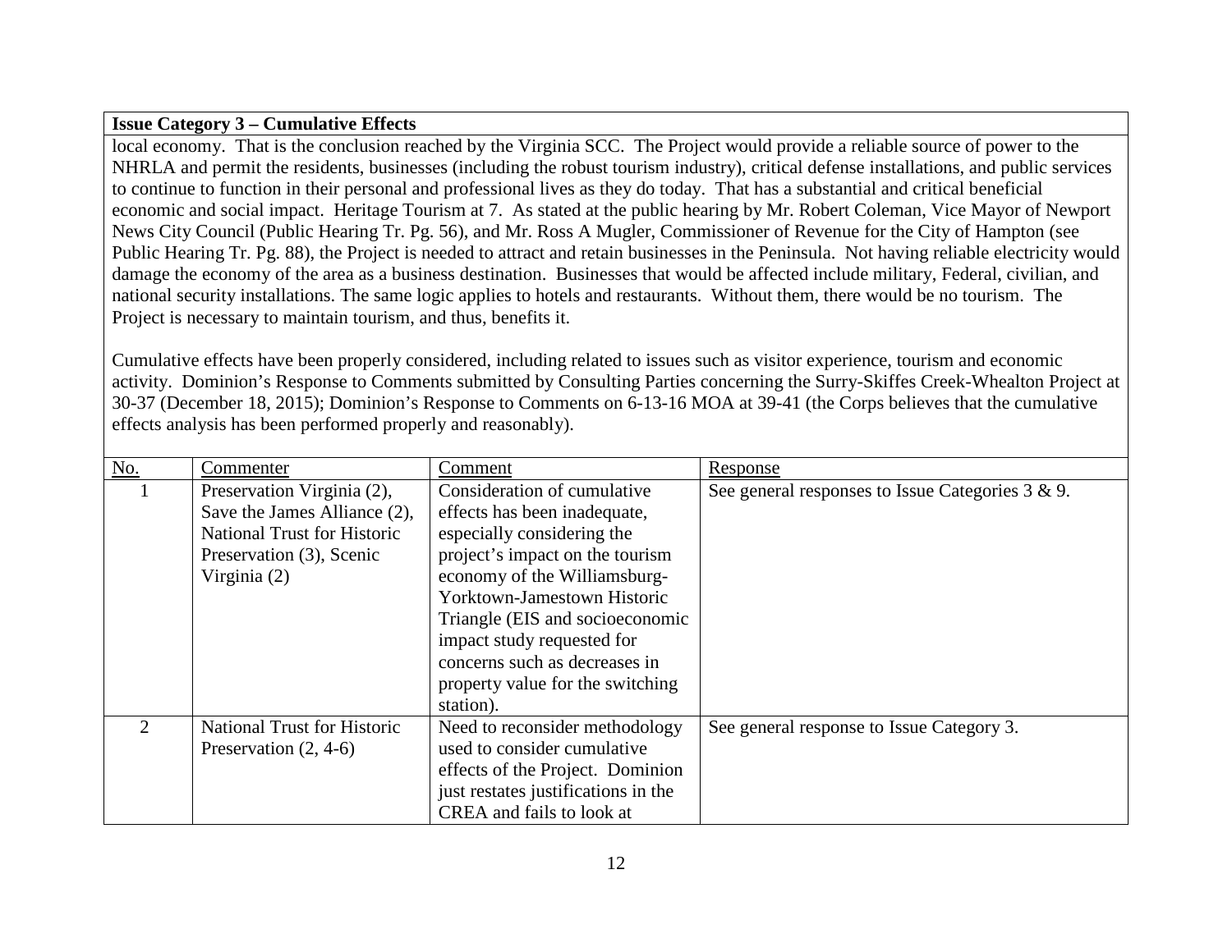**Issue Category 3 – Cumulative Effects**

local economy. That is the conclusion reached by the Virginia SCC. The Project would provide a reliable source of power to the NHRLA and permit the residents, businesses (including the robust tourism industry), critical defense installations, and public services to continue to function in their personal and professional lives as they do today. That has a substantial and critical beneficial economic and social impact. Heritage Tourism at 7. As stated at the public hearing by Mr. Robert Coleman, Vice Mayor of Newport News City Council (Public Hearing Tr. Pg. 56), and Mr. Ross A Mugler, Commissioner of Revenue for the City of Hampton (see Public Hearing Tr. Pg. 88), the Project is needed to attract and retain businesses in the Peninsula. Not having reliable electricity would damage the economy of the area as a business destination. Businesses that would be affected include military, Federal, civilian, and national security installations. The same logic applies to hotels and restaurants. Without them, there would be no tourism. The Project is necessary to maintain tourism, and thus, benefits it.

Cumulative effects have been properly considered, including related to issues such as visitor experience, tourism and economic activity. Dominion's Response to Comments submitted by Consulting Parties concerning the Surry-Skiffes Creek-Whealton Project at 30-37 (December 18, 2015); Dominion's Response to Comments on 6-13-16 MOA at 39-41 (the Corps believes that the cumulative effects analysis has been performed properly and reasonably).

| No. | Commenter | Comment | Response |
|---|---|---|---|
| 1 | Preservation Virginia (2), Save the James Alliance (2), National Trust for Historic Preservation (3), Scenic Virginia (2) | Consideration of cumulative effects has been inadequate, especially considering the project's impact on the tourism economy of the Williamsburg-Yorktown-Jamestown Historic Triangle (EIS and socioeconomic impact study requested for concerns such as decreases in property value for the switching station). | See general responses to Issue Categories 3 & 9. |
| 2 | National Trust for Historic Preservation (2, 4-6) | Need to reconsider methodology used to consider cumulative effects of the Project. Dominion just restates justifications in the CREA and fails to look at | See general response to Issue Category 3. |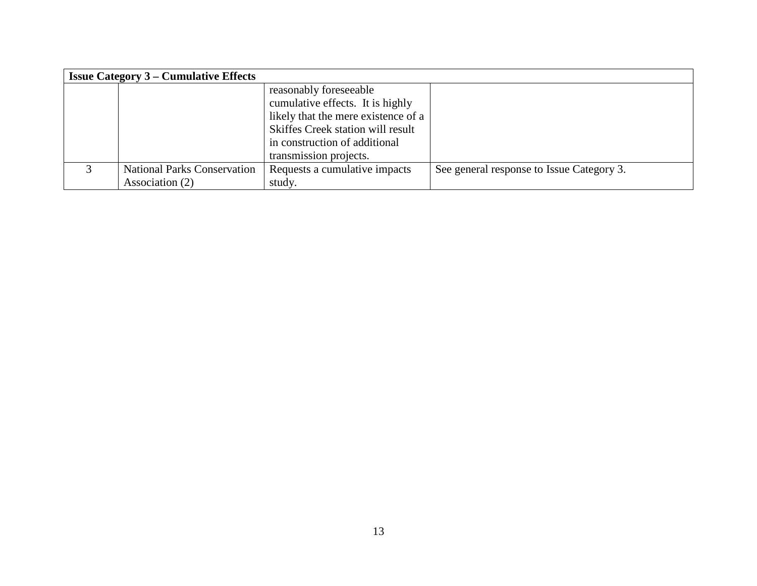| Issue Category 3 – Cumulative Effects | | | |
|---|---|---|---|
| | | reasonably foreseeable cumulative effects. It is highly likely that the mere existence of a Skiffes Creek station will result in construction of additional transmission projects. | |
| 3 | National Parks Conservation Association (2) | Requests a cumulative impacts study. | See general response to Issue Category 3. |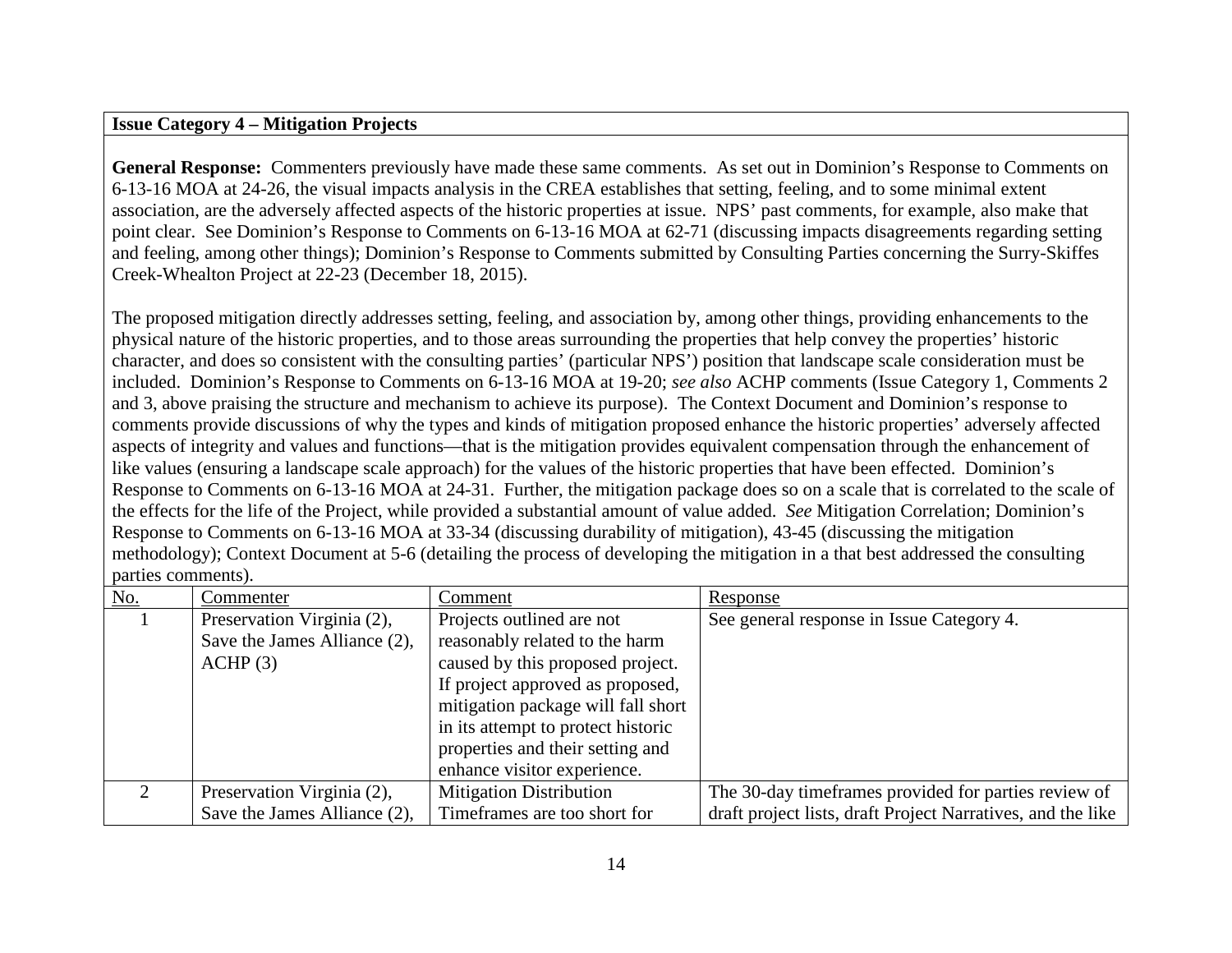**Issue Category 4 – Mitigation Projects**

**General Response:** Commenters previously have made these same comments. As set out in Dominion's Response to Comments on 6-13-16 MOA at 24-26, the visual impacts analysis in the CREA establishes that setting, feeling, and to some minimal extent association, are the adversely affected aspects of the historic properties at issue. NPS' past comments, for example, also make that point clear. See Dominion's Response to Comments on 6-13-16 MOA at 62-71 (discussing impacts disagreements regarding setting and feeling, among other things); Dominion's Response to Comments submitted by Consulting Parties concerning the Surry-Skiffes Creek-Whealton Project at 22-23 (December 18, 2015).

The proposed mitigation directly addresses setting, feeling, and association by, among other things, providing enhancements to the physical nature of the historic properties, and to those areas surrounding the properties that help convey the properties' historic character, and does so consistent with the consulting parties' (particular NPS') position that landscape scale consideration must be included. Dominion's Response to Comments on 6-13-16 MOA at 19-20; *see also* ACHP comments (Issue Category 1, Comments 2 and 3, above praising the structure and mechanism to achieve its purpose). The Context Document and Dominion's response to comments provide discussions of why the types and kinds of mitigation proposed enhance the historic properties' adversely affected aspects of integrity and values and functions—that is the mitigation provides equivalent compensation through the enhancement of like values (ensuring a landscape scale approach) for the values of the historic properties that have been effected. Dominion's Response to Comments on 6-13-16 MOA at 24-31. Further, the mitigation package does so on a scale that is correlated to the scale of the effects for the life of the Project, while provided a substantial amount of value added. *See* Mitigation Correlation; Dominion's Response to Comments on 6-13-16 MOA at 33-34 (discussing durability of mitigation), 43-45 (discussing the mitigation methodology); Context Document at 5-6 (detailing the process of developing the mitigation in a that best addressed the consulting parties comments).

| No. | Commenter | Comment | Response |
|---|---|---|---|
| 1 | Preservation Virginia (2), Save the James Alliance (2), ACHP (3) | Projects outlined are not reasonably related to the harm caused by this proposed project. If project approved as proposed, mitigation package will fall short in its attempt to protect historic properties and their setting and enhance visitor experience. | See general response in Issue Category 4. |
| 2 | Preservation Virginia (2), Save the James Alliance (2), | Mitigation Distribution Timeframes are too short for | The 30-day timeframes provided for parties review of draft project lists, draft Project Narratives, and the like |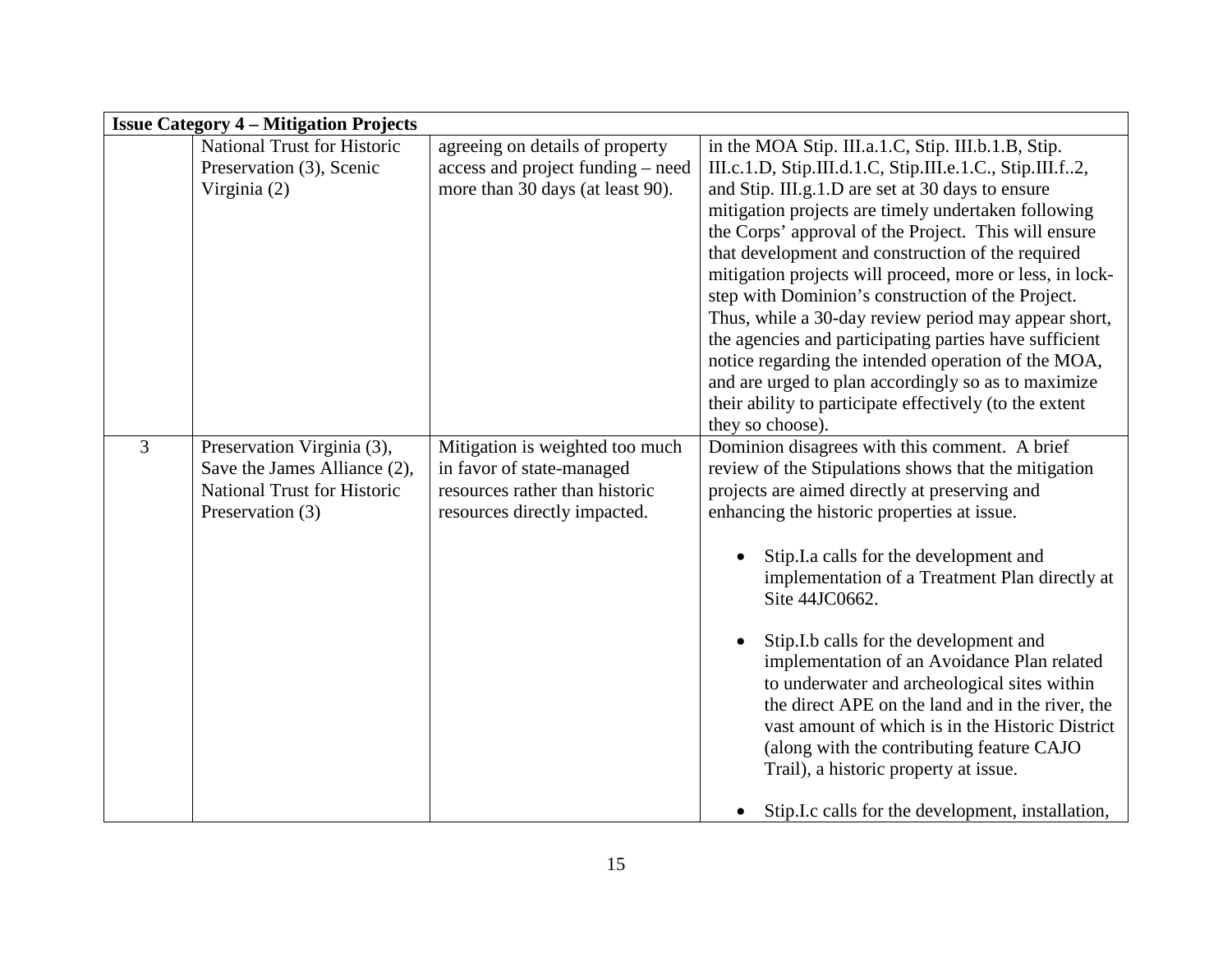| Issue Category 4 – Mitigation Projects | | | |
|---|---|---|---|
| | National Trust for Historic Preservation (3), Scenic Virginia (2) | agreeing on details of property access and project funding – need more than 30 days (at least 90). | in the MOA Stip. III.a.1.C, Stip. III.b.1.B, Stip. III.c.1.D, Stip.III.d.1.C, Stip.III.e.1.C., Stip.III.f..2, and Stip. III.g.1.D are set at 30 days to ensure mitigation projects are timely undertaken following the Corps' approval of the Project. This will ensure that development and construction of the required mitigation projects will proceed, more or less, in lock-step with Dominion's construction of the Project. Thus, while a 30-day review period may appear short, the agencies and participating parties have sufficient notice regarding the intended operation of the MOA, and are urged to plan accordingly so as to maximize their ability to participate effectively (to the extent they so choose). |
| 3 | Preservation Virginia (3), Save the James Alliance (2), National Trust for Historic Preservation (3) | Mitigation is weighted too much in favor of state-managed resources rather than historic resources directly impacted. | Dominion disagrees with this comment. A brief review of the Stipulations shows that the mitigation projects are aimed directly at preserving and enhancing the historic properties at issue.<br><br>• Stip.I.a calls for the development and implementation of a Treatment Plan directly at Site 44JC0662.<br><br>• Stip.I.b calls for the development and implementation of an Avoidance Plan related to underwater and archeological sites within the direct APE on the land and in the river, the vast amount of which is in the Historic District (along with the contributing feature CAJO Trail), a historic property at issue.<br><br>• Stip.I.c calls for the development, installation, |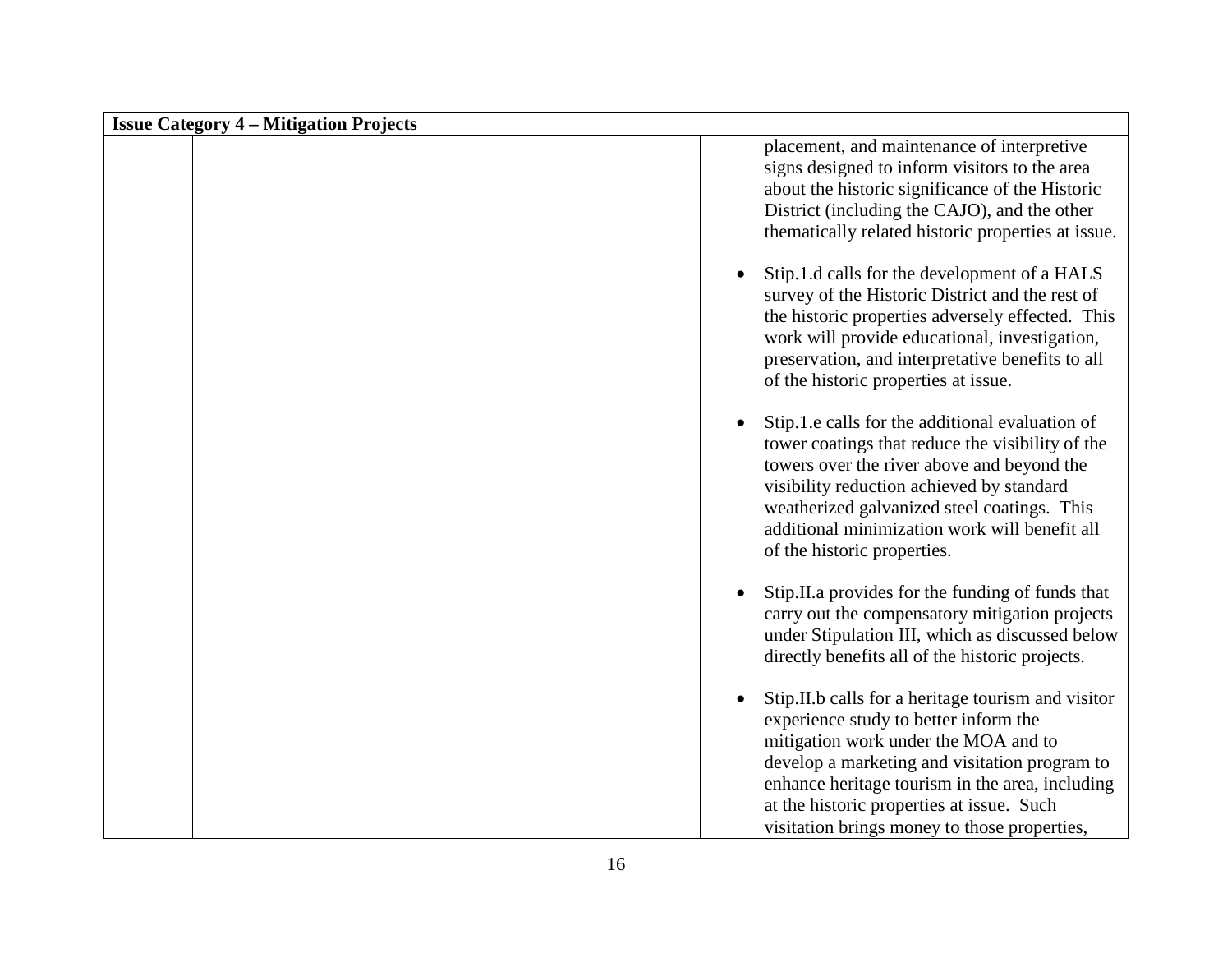| Issue Category 4 – Mitigation Projects | | | |
|---|---|---|---|
| | | | placement, and maintenance of interpretive signs designed to inform visitors to the area about the historic significance of the Historic District (including the CAJO), and the other thematically related historic properties at issue.<br><br>• Stip.1.d calls for the development of a HALS survey of the Historic District and the rest of the historic properties adversely effected. This work will provide educational, investigation, preservation, and interpretative benefits to all of the historic properties at issue.<br><br>• Stip.1.e calls for the additional evaluation of tower coatings that reduce the visibility of the towers over the river above and beyond the visibility reduction achieved by standard weatherized galvanized steel coatings. This additional minimization work will benefit all of the historic properties.<br><br>• Stip.II.a provides for the funding of funds that carry out the compensatory mitigation projects under Stipulation III, which as discussed below directly benefits all of the historic projects.<br><br>• Stip.II.b calls for a heritage tourism and visitor experience study to better inform the mitigation work under the MOA and to develop a marketing and visitation program to enhance heritage tourism in the area, including at the historic properties at issue. Such visitation brings money to those properties, |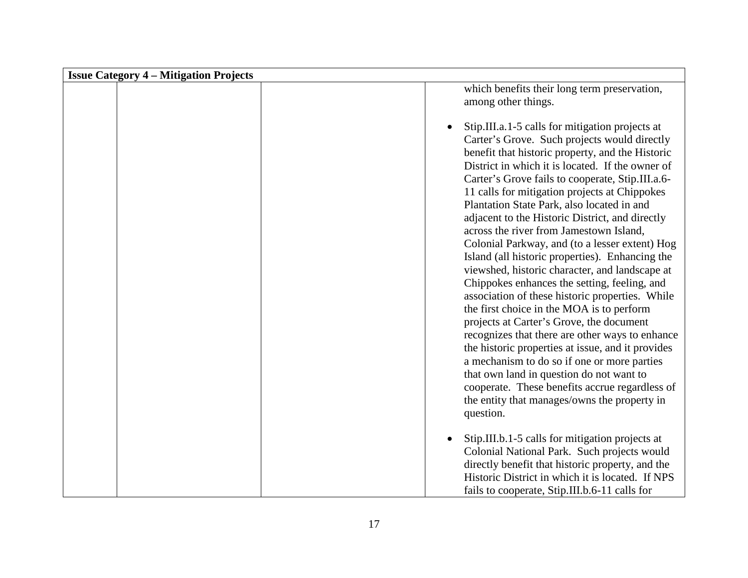| Issue Category 4 – Mitigation Projects | | | |
|---|---|---|---|
| | | | which benefits their long term preservation, among other things.<br><br>• Stip.III.a.1-5 calls for mitigation projects at Carter's Grove. Such projects would directly benefit that historic property, and the Historic District in which it is located. If the owner of Carter's Grove fails to cooperate, Stip.III.a.6-11 calls for mitigation projects at Chippokes Plantation State Park, also located in and adjacent to the Historic District, and directly across the river from Jamestown Island, Colonial Parkway, and (to a lesser extent) Hog Island (all historic properties). Enhancing the viewshed, historic character, and landscape at Chippokes enhances the setting, feeling, and association of these historic properties. While the first choice in the MOA is to perform projects at Carter's Grove, the document recognizes that there are other ways to enhance the historic properties at issue, and it provides a mechanism to do so if one or more parties that own land in question do not want to cooperate. These benefits accrue regardless of the entity that manages/owns the property in question.<br><br>• Stip.III.b.1-5 calls for mitigation projects at Colonial National Park. Such projects would directly benefit that historic property, and the Historic District in which it is located. If NPS fails to cooperate, Stip.III.b.6-11 calls for |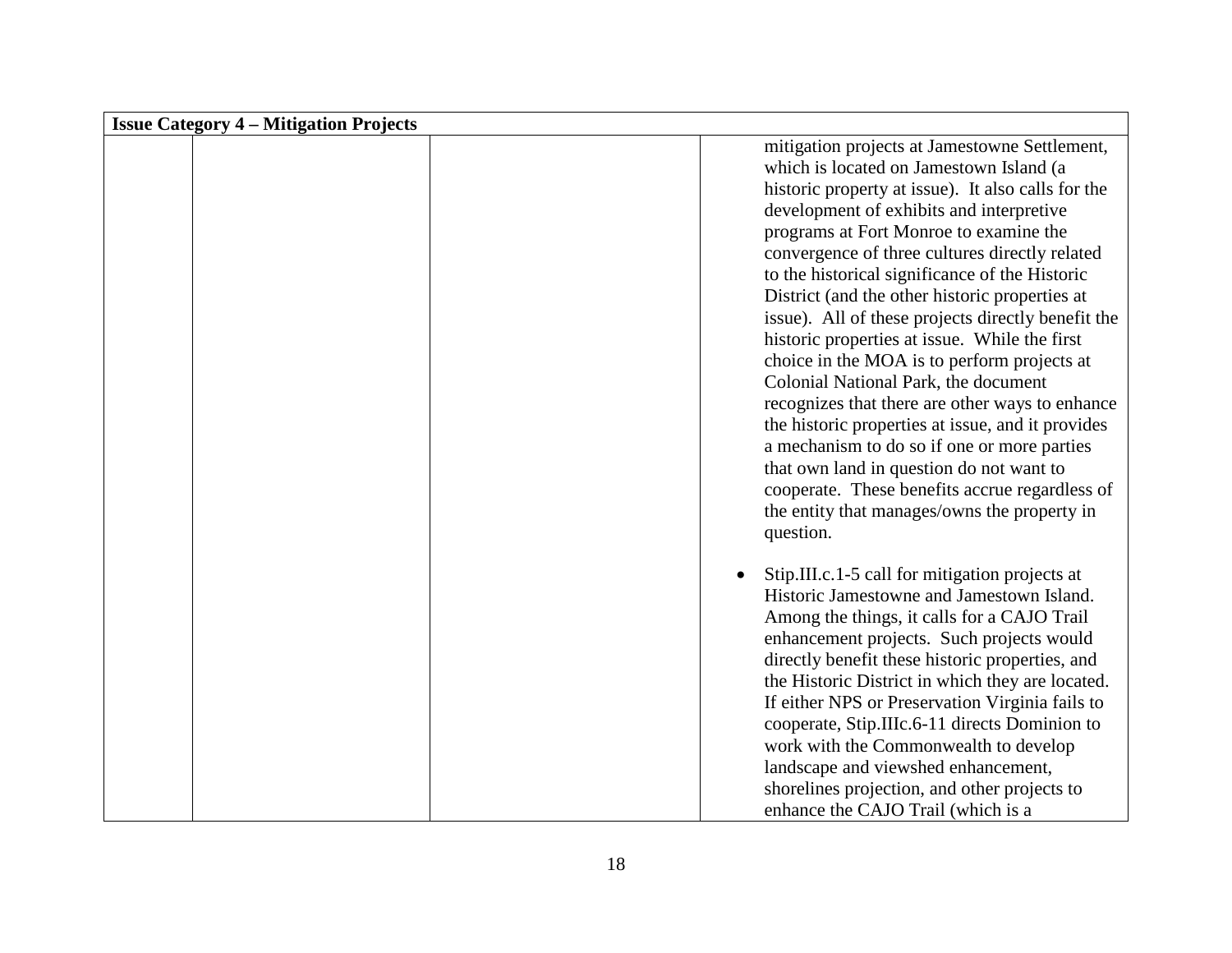| Issue Category 4 – Mitigation Projects | | | |
|---|---|---|---|
| | | | mitigation projects at Jamestowne Settlement, which is located on Jamestown Island (a historic property at issue). It also calls for the development of exhibits and interpretive programs at Fort Monroe to examine the convergence of three cultures directly related to the historical significance of the Historic District (and the other historic properties at issue). All of these projects directly benefit the historic properties at issue. While the first choice in the MOA is to perform projects at Colonial National Park, the document recognizes that there are other ways to enhance the historic properties at issue, and it provides a mechanism to do so if one or more parties that own land in question do not want to cooperate. These benefits accrue regardless of the entity that manages/owns the property in question.<br><br>• Stip.III.c.1-5 call for mitigation projects at Historic Jamestowne and Jamestown Island. Among the things, it calls for a CAJO Trail enhancement projects. Such projects would directly benefit these historic properties, and the Historic District in which they are located. If either NPS or Preservation Virginia fails to cooperate, Stip.IIIc.6-11 directs Dominion to work with the Commonwealth to develop landscape and viewshed enhancement, shorelines projection, and other projects to enhance the CAJO Trail (which is a |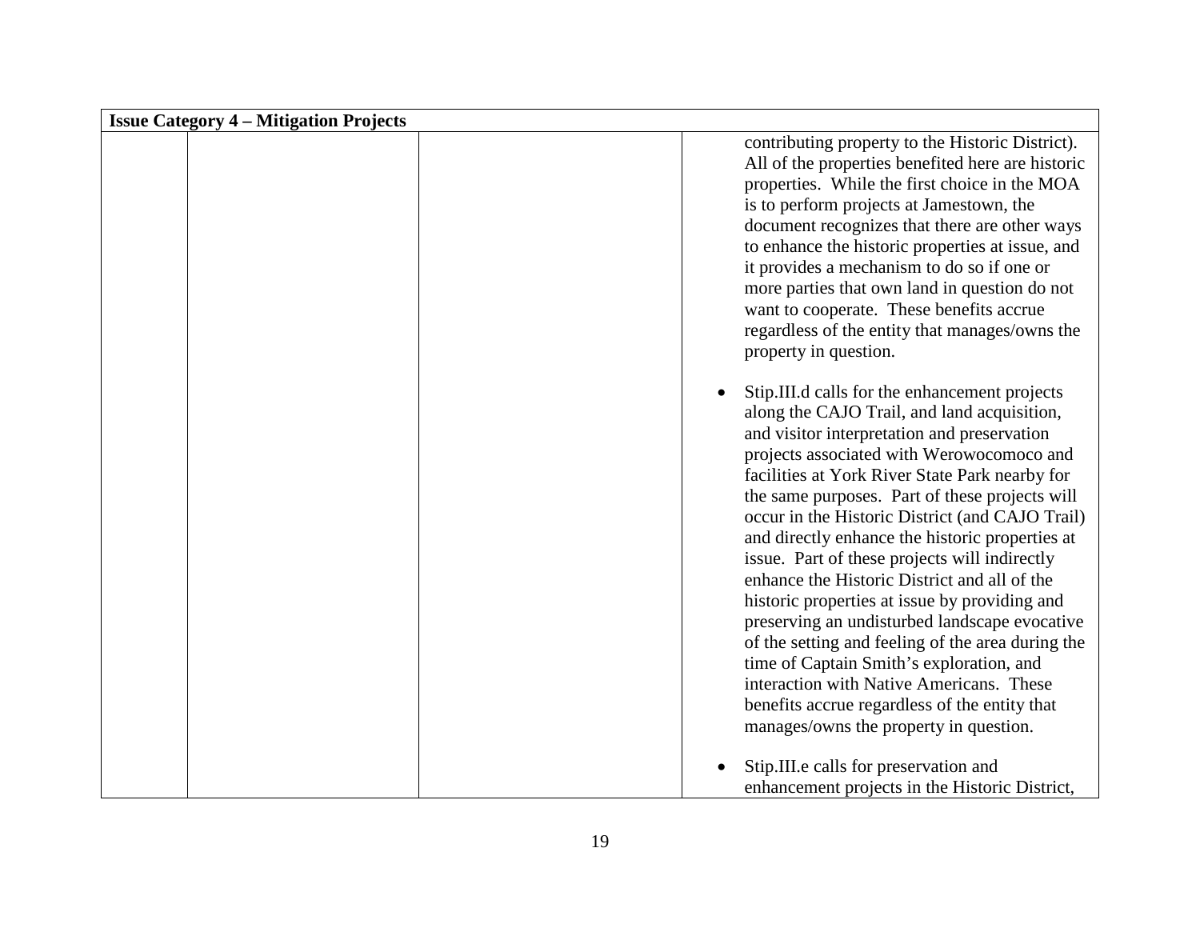| Issue Category 4 – Mitigation Projects | | | |
|---|---|---|---|
| | | | contributing property to the Historic District). All of the properties benefited here are historic properties. While the first choice in the MOA is to perform projects at Jamestown, the document recognizes that there are other ways to enhance the historic properties at issue, and it provides a mechanism to do so if one or more parties that own land in question do not want to cooperate. These benefits accrue regardless of the entity that manages/owns the property in question.<br><br>• Stip.III.d calls for the enhancement projects along the CAJO Trail, and land acquisition, and visitor interpretation and preservation projects associated with Werowocomoco and facilities at York River State Park nearby for the same purposes. Part of these projects will occur in the Historic District (and CAJO Trail) and directly enhance the historic properties at issue. Part of these projects will indirectly enhance the Historic District and all of the historic properties at issue by providing and preserving an undisturbed landscape evocative of the setting and feeling of the area during the time of Captain Smith's exploration, and interaction with Native Americans. These benefits accrue regardless of the entity that manages/owns the property in question.<br><br>• Stip.III.e calls for preservation and enhancement projects in the Historic District, |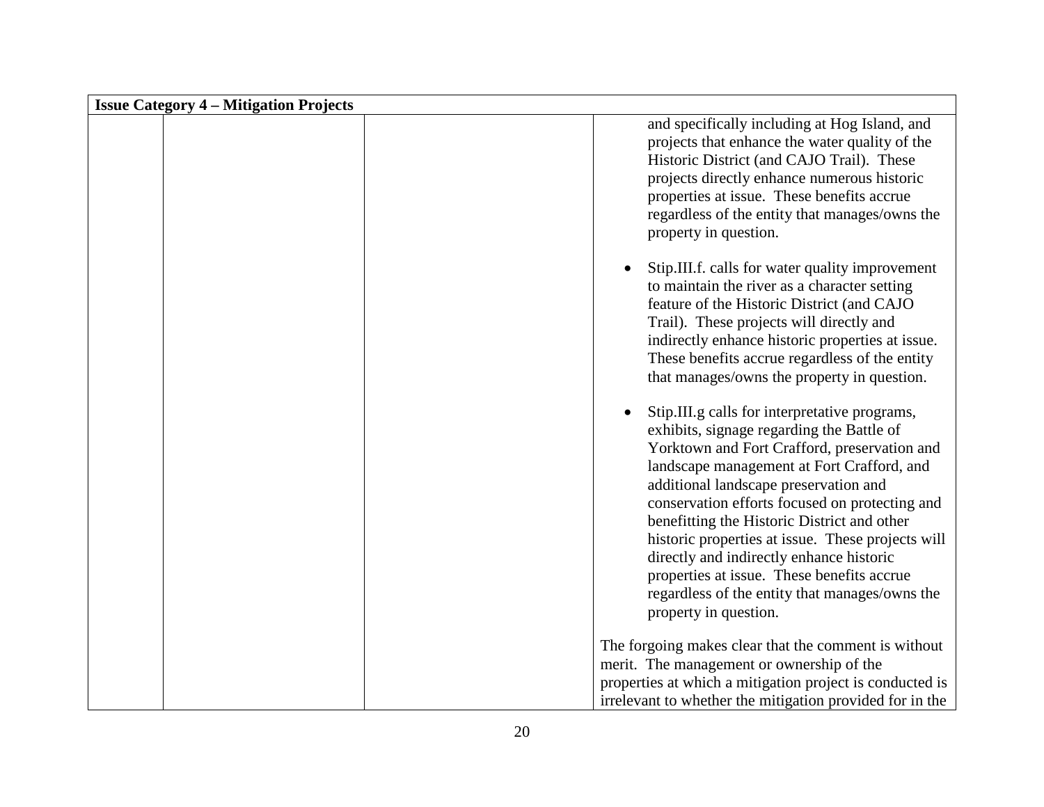| Issue Category 4 – Mitigation Projects | | | |
|---|---|---|---|
| | | | and specifically including at Hog Island, and projects that enhance the water quality of the Historic District (and CAJO Trail). These projects directly enhance numerous historic properties at issue. These benefits accrue regardless of the entity that manages/owns the property in question.<br><br>• Stip.III.f. calls for water quality improvement to maintain the river as a character setting feature of the Historic District (and CAJO Trail). These projects will directly and indirectly enhance historic properties at issue. These benefits accrue regardless of the entity that manages/owns the property in question.<br><br>• Stip.III.g calls for interpretative programs, exhibits, signage regarding the Battle of Yorktown and Fort Crafford, preservation and landscape management at Fort Crafford, and additional landscape preservation and conservation efforts focused on protecting and benefitting the Historic District and other historic properties at issue. These projects will directly and indirectly enhance historic properties at issue. These benefits accrue regardless of the entity that manages/owns the property in question.<br><br>The forgoing makes clear that the comment is without merit. The management or ownership of the properties at which a mitigation project is conducted is irrelevant to whether the mitigation provided for in the |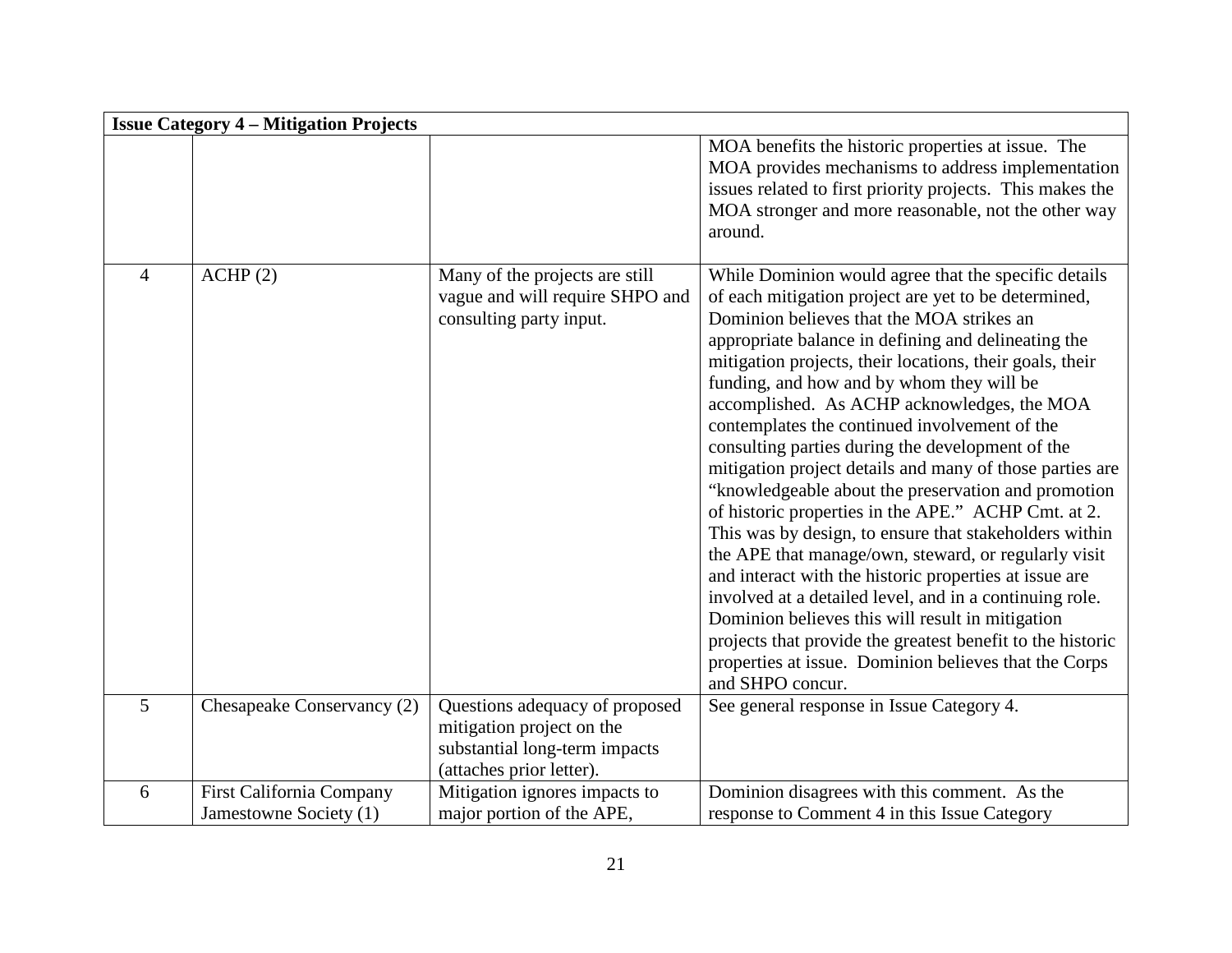| Issue Category 4 – Mitigation Projects | | | |
|---|---|---|---|
| | | | MOA benefits the historic properties at issue. The MOA provides mechanisms to address implementation issues related to first priority projects. This makes the MOA stronger and more reasonable, not the other way around. |
| 4 | ACHP (2) | Many of the projects are still vague and will require SHPO and consulting party input. | While Dominion would agree that the specific details of each mitigation project are yet to be determined, Dominion believes that the MOA strikes an appropriate balance in defining and delineating the mitigation projects, their locations, their goals, their funding, and how and by whom they will be accomplished. As ACHP acknowledges, the MOA contemplates the continued involvement of the consulting parties during the development of the mitigation project details and many of those parties are "knowledgeable about the preservation and promotion of historic properties in the APE." ACHP Cmt. at 2. This was by design, to ensure that stakeholders within the APE that manage/own, steward, or regularly visit and interact with the historic properties at issue are involved at a detailed level, and in a continuing role. Dominion believes this will result in mitigation projects that provide the greatest benefit to the historic properties at issue. Dominion believes that the Corps and SHPO concur. |
| 5 | Chesapeake Conservancy (2) | Questions adequacy of proposed mitigation project on the substantial long-term impacts (attaches prior letter). | See general response in Issue Category 4. |
| 6 | First California Company Jamestowne Society (1) | Mitigation ignores impacts to major portion of the APE, | Dominion disagrees with this comment. As the response to Comment 4 in this Issue Category |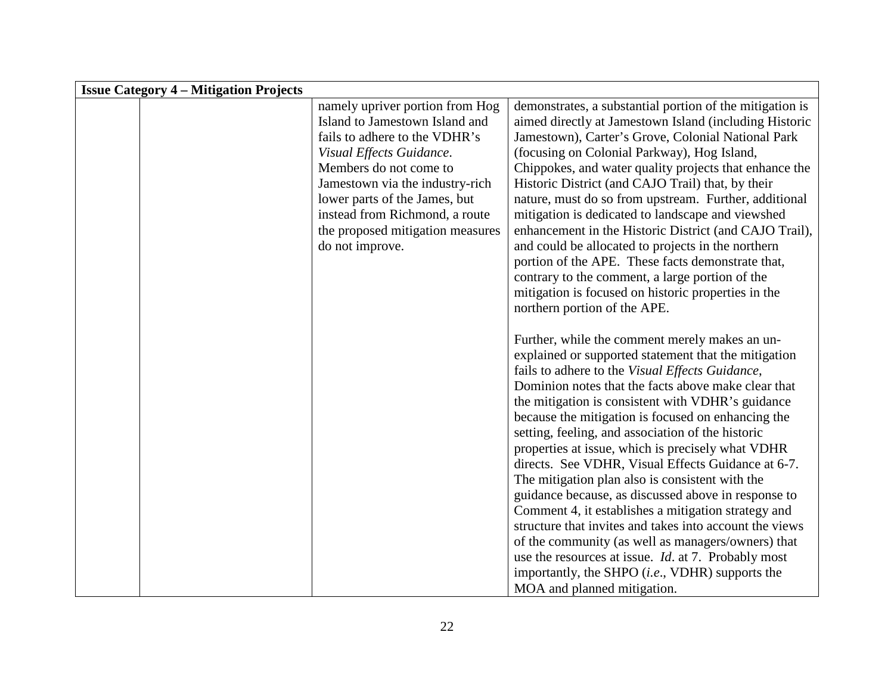| Issue Category 4 – Mitigation Projects | | | |
|---|---|---|---|
| | | namely upriver portion from Hog Island to Jamestown Island and fails to adhere to the VDHR's *Visual Effects Guidance*. Members do not come to Jamestown via the industry-rich lower parts of the James, but instead from Richmond, a route the proposed mitigation measures do not improve. | demonstrates, a substantial portion of the mitigation is aimed directly at Jamestown Island (including Historic Jamestown), Carter's Grove, Colonial National Park (focusing on Colonial Parkway), Hog Island, Chippokes, and water quality projects that enhance the Historic District (and CAJO Trail) that, by their nature, must do so from upstream. Further, additional mitigation is dedicated to landscape and viewshed enhancement in the Historic District (and CAJO Trail), and could be allocated to projects in the northern portion of the APE. These facts demonstrate that, contrary to the comment, a large portion of the mitigation is focused on historic properties in the northern portion of the APE.<br><br>Further, while the comment merely makes an un-explained or supported statement that the mitigation fails to adhere to the *Visual Effects Guidance*, Dominion notes that the facts above make clear that the mitigation is consistent with VDHR's guidance because the mitigation is focused on enhancing the setting, feeling, and association of the historic properties at issue, which is precisely what VDHR directs. See VDHR, Visual Effects Guidance at 6-7. The mitigation plan also is consistent with the guidance because, as discussed above in response to Comment 4, it establishes a mitigation strategy and structure that invites and takes into account the views of the community (as well as managers/owners) that use the resources at issue. *Id*. at 7. Probably most importantly, the SHPO (*i.e*., VDHR) supports the MOA and planned mitigation. |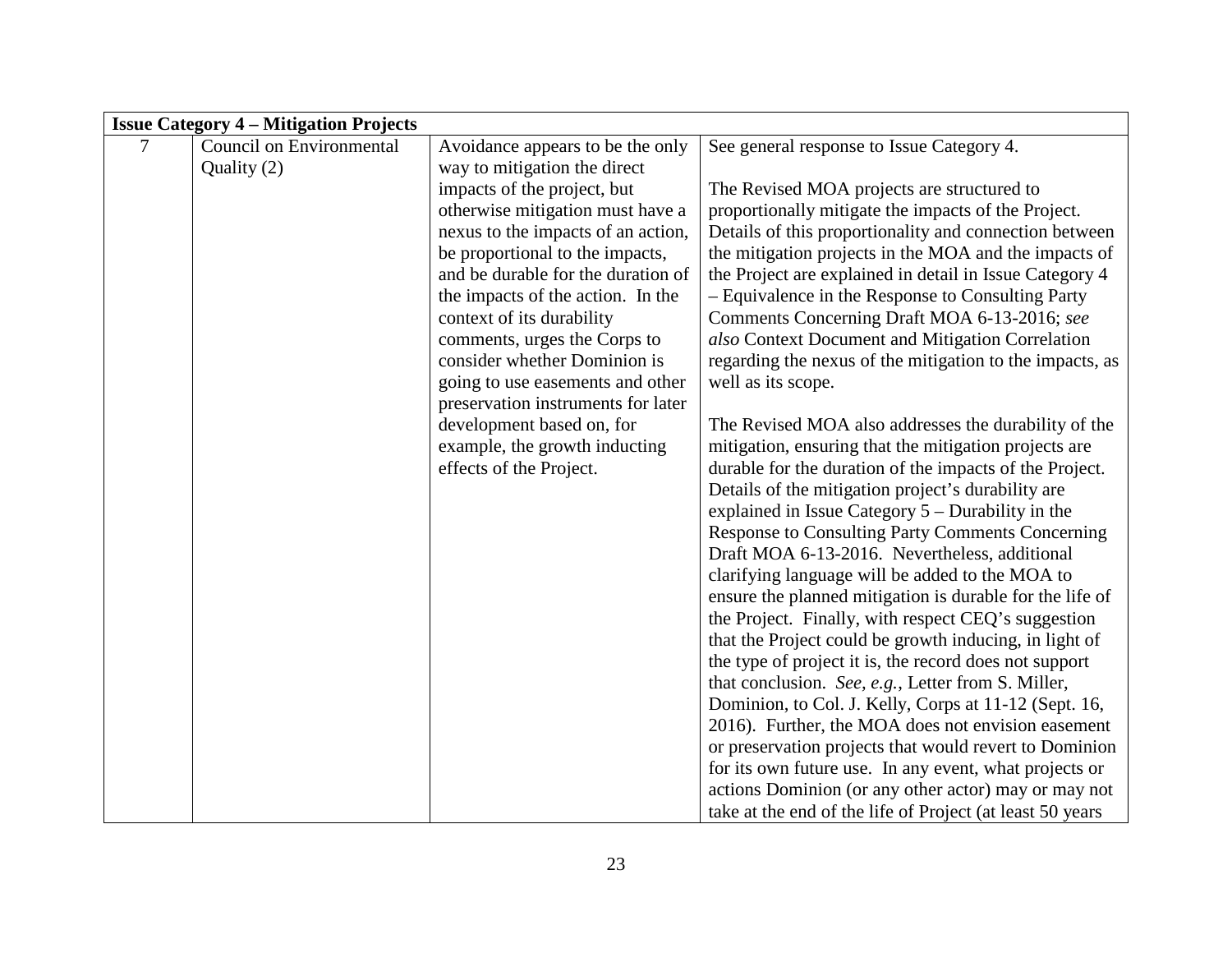| **Issue Category 4 – Mitigation Projects** | | | |
|---|---|---|---|
| 7 | Council on Environmental Quality (2) | Avoidance appears to be the only way to mitigation the direct impacts of the project, but otherwise mitigation must have a nexus to the impacts of an action, be proportional to the impacts, and be durable for the duration of the impacts of the action. In the context of its durability comments, urges the Corps to consider whether Dominion is going to use easements and other preservation instruments for later development based on, for example, the growth inducting effects of the Project. | See general response to Issue Category 4.<br><br>The Revised MOA projects are structured to proportionally mitigate the impacts of the Project. Details of this proportionality and connection between the mitigation projects in the MOA and the impacts of the Project are explained in detail in Issue Category 4 – Equivalence in the Response to Consulting Party Comments Concerning Draft MOA 6-13-2016; *see also* Context Document and Mitigation Correlation regarding the nexus of the mitigation to the impacts, as well as its scope.<br><br>The Revised MOA also addresses the durability of the mitigation, ensuring that the mitigation projects are durable for the duration of the impacts of the Project. Details of the mitigation project's durability are explained in Issue Category 5 – Durability in the Response to Consulting Party Comments Concerning Draft MOA 6-13-2016. Nevertheless, additional clarifying language will be added to the MOA to ensure the planned mitigation is durable for the life of the Project. Finally, with respect CEQ's suggestion that the Project could be growth inducing, in light of the type of project it is, the record does not support that conclusion. *See, e.g.*, Letter from S. Miller, Dominion, to Col. J. Kelly, Corps at 11-12 (Sept. 16, 2016). Further, the MOA does not envision easement or preservation projects that would revert to Dominion for its own future use. In any event, what projects or actions Dominion (or any other actor) may or may not take at the end of the life of Project (at least 50 years |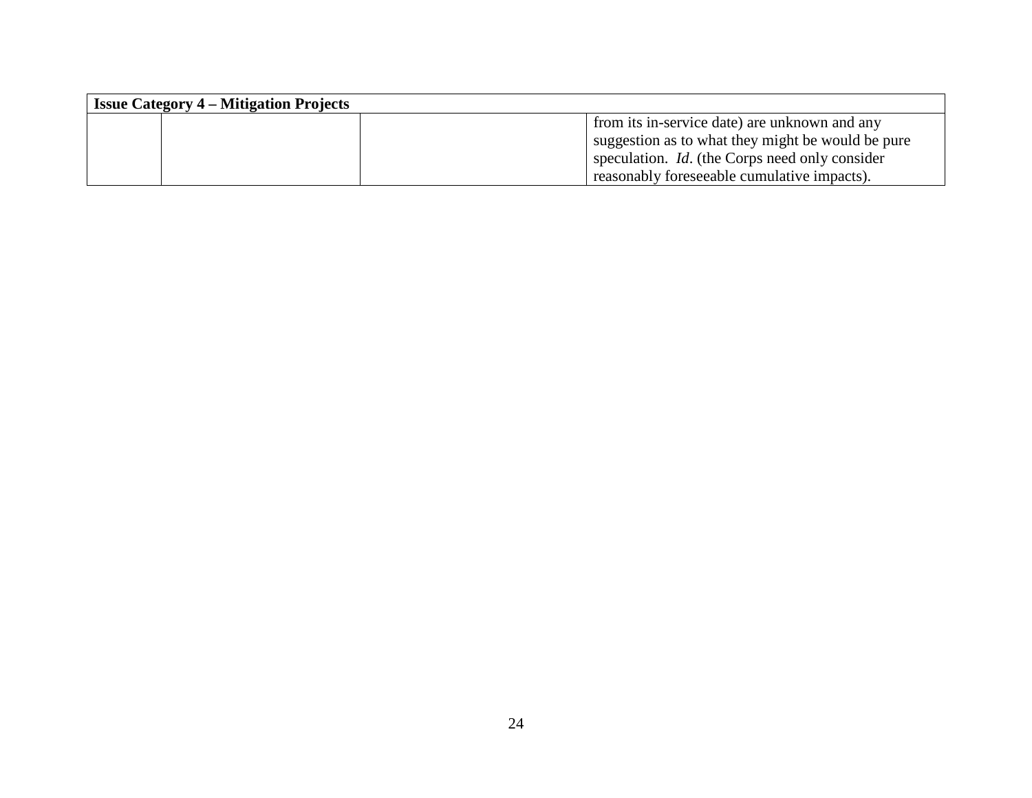| Issue Category 4 – Mitigation Projects | | | |
|---|---|---|---|
| | | | from its in-service date) are unknown and any suggestion as to what they might be would be pure speculation. *Id*. (the Corps need only consider reasonably foreseeable cumulative impacts). |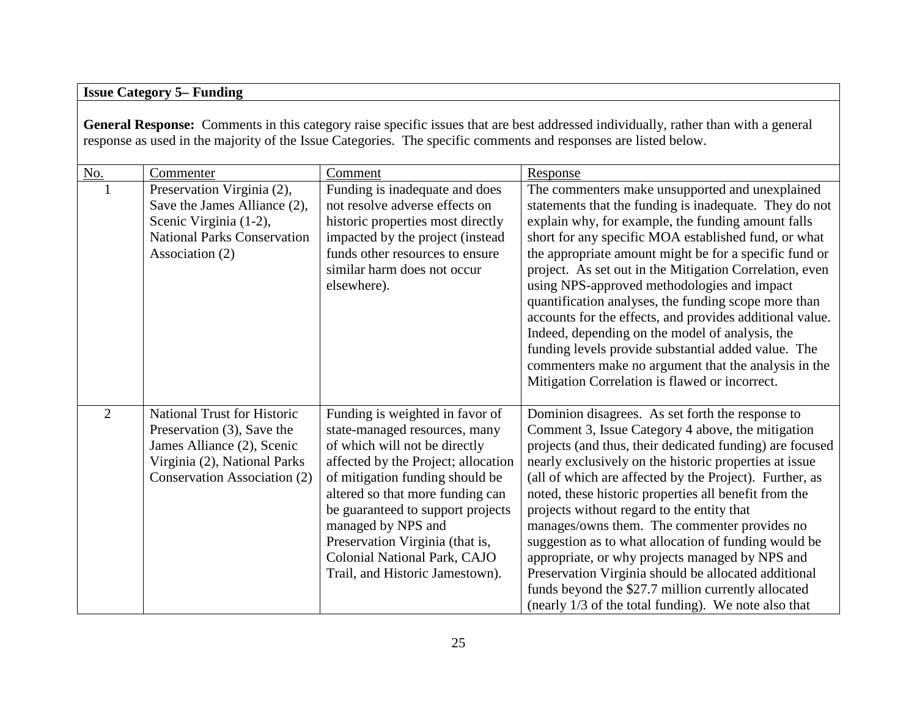**Issue Category 5– Funding**

**General Response:** Comments in this category raise specific issues that are best addressed individually, rather than with a general response as used in the majority of the Issue Categories. The specific comments and responses are listed below.

| No. | Commenter | Comment | Response |
|---|---|---|---|
| 1 | Preservation Virginia (2), Save the James Alliance (2), Scenic Virginia (1-2), National Parks Conservation Association (2) | Funding is inadequate and does not resolve adverse effects on historic properties most directly impacted by the project (instead funds other resources to ensure similar harm does not occur elsewhere). | The commenters make unsupported and unexplained statements that the funding is inadequate. They do not explain why, for example, the funding amount falls short for any specific MOA established fund, or what the appropriate amount might be for a specific fund or project. As set out in the Mitigation Correlation, even using NPS-approved methodologies and impact quantification analyses, the funding scope more than accounts for the effects, and provides additional value. Indeed, depending on the model of analysis, the funding levels provide substantial added value. The commenters make no argument that the analysis in the Mitigation Correlation is flawed or incorrect. |
| 2 | National Trust for Historic Preservation (3), Save the James Alliance (2), Scenic Virginia (2), National Parks Conservation Association (2) | Funding is weighted in favor of state-managed resources, many of which will not be directly affected by the Project; allocation of mitigation funding should be altered so that more funding can be guaranteed to support projects managed by NPS and Preservation Virginia (that is, Colonial National Park, CAJO Trail, and Historic Jamestown). | Dominion disagrees. As set forth the response to Comment 3, Issue Category 4 above, the mitigation projects (and thus, their dedicated funding) are focused nearly exclusively on the historic properties at issue (all of which are affected by the Project). Further, as noted, these historic properties all benefit from the projects without regard to the entity that manages/owns them. The commenter provides no suggestion as to what allocation of funding would be appropriate, or why projects managed by NPS and Preservation Virginia should be allocated additional funds beyond the $27.7 million currently allocated (nearly 1/3 of the total funding). We note also that |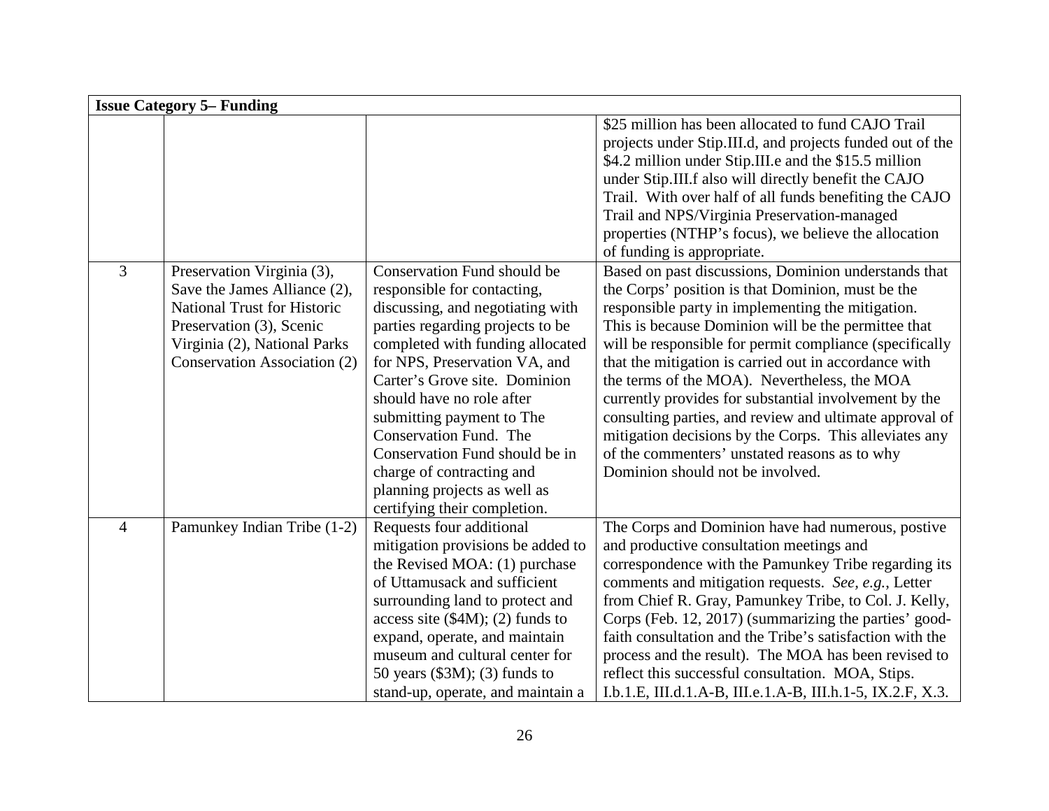| **Issue Category 5– Funding** | | | |
|---|---|---|---|
| | | | $25 million has been allocated to fund CAJO Trail projects under Stip.III.d, and projects funded out of the $4.2 million under Stip.III.e and the $15.5 million under Stip.III.f also will directly benefit the CAJO Trail. With over half of all funds benefiting the CAJO Trail and NPS/Virginia Preservation-managed properties (NTHP's focus), we believe the allocation of funding is appropriate. |
| 3 | Preservation Virginia (3), Save the James Alliance (2), National Trust for Historic Preservation (3), Scenic Virginia (2), National Parks Conservation Association (2) | Conservation Fund should be responsible for contacting, discussing, and negotiating with parties regarding projects to be completed with funding allocated for NPS, Preservation VA, and Carter's Grove site. Dominion should have no role after submitting payment to The Conservation Fund. The Conservation Fund should be in charge of contracting and planning projects as well as certifying their completion. | Based on past discussions, Dominion understands that the Corps' position is that Dominion, must be the responsible party in implementing the mitigation. This is because Dominion will be the permittee that will be responsible for permit compliance (specifically that the mitigation is carried out in accordance with the terms of the MOA). Nevertheless, the MOA currently provides for substantial involvement by the consulting parties, and review and ultimate approval of mitigation decisions by the Corps. This alleviates any of the commenters' unstated reasons as to why Dominion should not be involved. |
| 4 | Pamunkey Indian Tribe (1-2) | Requests four additional mitigation provisions be added to the Revised MOA: (1) purchase of Uttamusack and sufficient surrounding land to protect and access site ($4M); (2) funds to expand, operate, and maintain museum and cultural center for 50 years ($3M); (3) funds to stand-up, operate, and maintain a | The Corps and Dominion have had numerous, postive and productive consultation meetings and correspondence with the Pamunkey Tribe regarding its comments and mitigation requests. *See, e.g.*, Letter from Chief R. Gray, Pamunkey Tribe, to Col. J. Kelly, Corps (Feb. 12, 2017) (summarizing the parties' good-faith consultation and the Tribe's satisfaction with the process and the result). The MOA has been revised to reflect this successful consultation. MOA, Stips. I.b.1.E, III.d.1.A-B, III.e.1.A-B, III.h.1-5, IX.2.F, X.3. |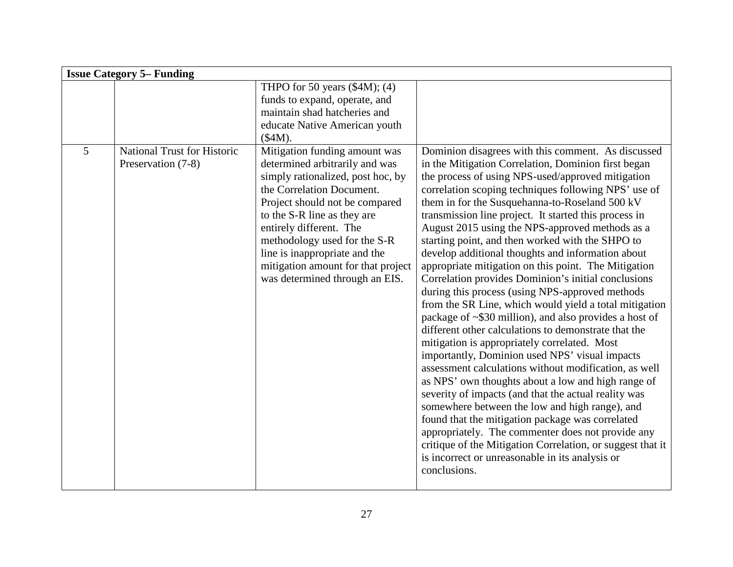| Issue Category 5– Funding | | | |
|---|---|---|---|
| | | THPO for 50 years ($4M); (4) funds to expand, operate, and maintain shad hatcheries and educate Native American youth ($4M). | |
| 5 | National Trust for Historic Preservation (7-8) | Mitigation funding amount was determined arbitrarily and was simply rationalized, post hoc, by the Correlation Document. Project should not be compared to the S-R line as they are entirely different. The methodology used for the S-R line is inappropriate and the mitigation amount for that project was determined through an EIS. | Dominion disagrees with this comment. As discussed in the Mitigation Correlation, Dominion first began the process of using NPS-used/approved mitigation correlation scoping techniques following NPS' use of them in for the Susquehanna-to-Roseland 500 kV transmission line project. It started this process in August 2015 using the NPS-approved methods as a starting point, and then worked with the SHPO to develop additional thoughts and information about appropriate mitigation on this point. The Mitigation Correlation provides Dominion's initial conclusions during this process (using NPS-approved methods from the SR Line, which would yield a total mitigation package of ~$30 million), and also provides a host of different other calculations to demonstrate that the mitigation is appropriately correlated. Most importantly, Dominion used NPS' visual impacts assessment calculations without modification, as well as NPS' own thoughts about a low and high range of severity of impacts (and that the actual reality was somewhere between the low and high range), and found that the mitigation package was correlated appropriately. The commenter does not provide any critique of the Mitigation Correlation, or suggest that it is incorrect or unreasonable in its analysis or conclusions. |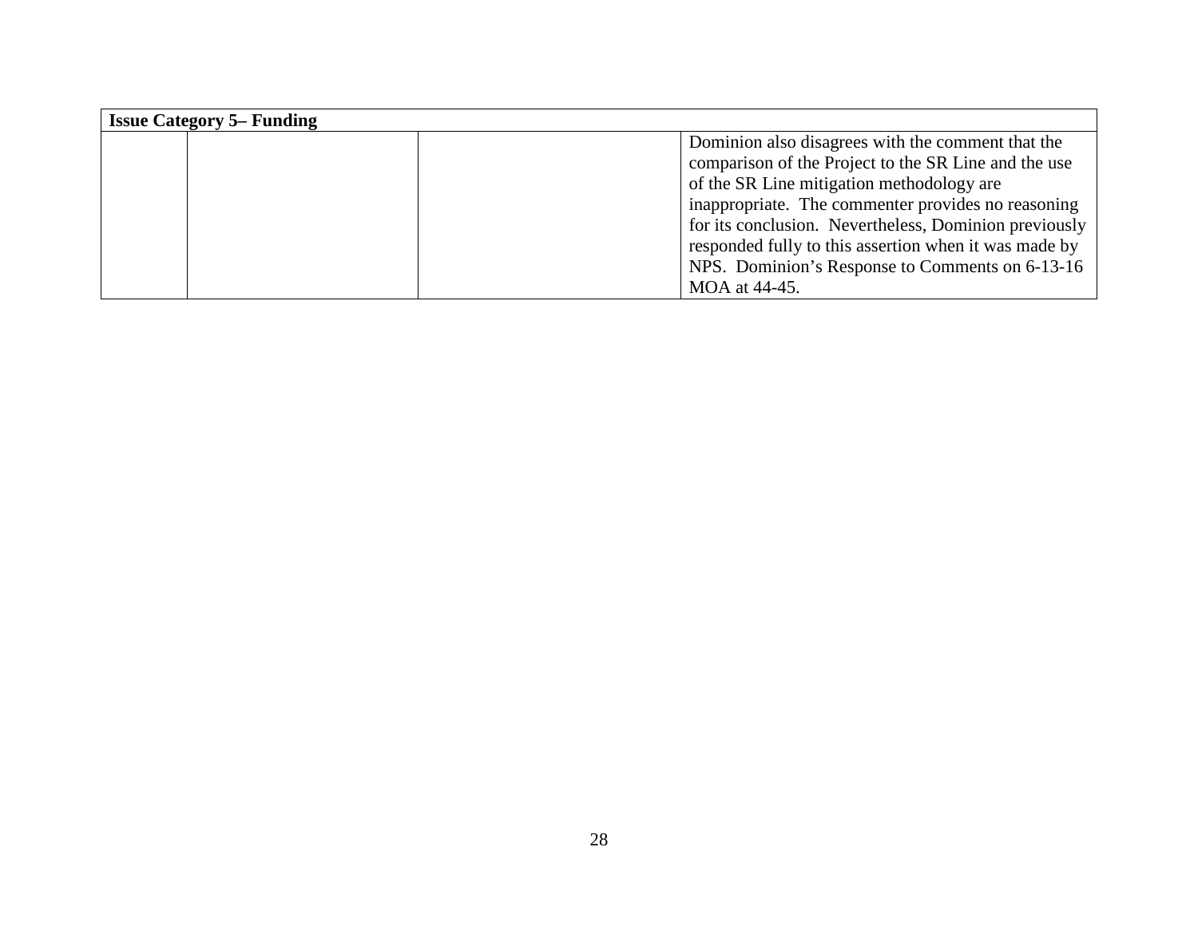| Issue Category 5– Funding | | | |
|---|---|---|---|
| | | | Dominion also disagrees with the comment that the comparison of the Project to the SR Line and the use of the SR Line mitigation methodology are inappropriate. The commenter provides no reasoning for its conclusion. Nevertheless, Dominion previously responded fully to this assertion when it was made by NPS. Dominion's Response to Comments on 6-13-16 MOA at 44-45. |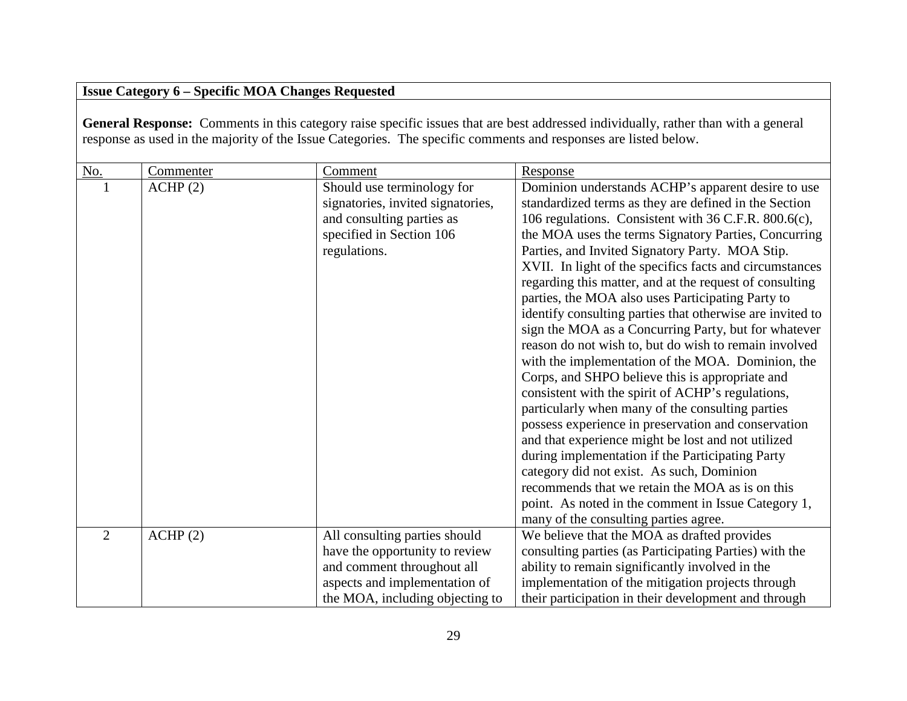**Issue Category 6 – Specific MOA Changes Requested**

**General Response:** Comments in this category raise specific issues that are best addressed individually, rather than with a general response as used in the majority of the Issue Categories. The specific comments and responses are listed below.

| No. | Commenter | Comment | Response |
|---|---|---|---|
| 1 | ACHP (2) | Should use terminology for signatories, invited signatories, and consulting parties as specified in Section 106 regulations. | Dominion understands ACHP's apparent desire to use standardized terms as they are defined in the Section 106 regulations. Consistent with 36 C.F.R. 800.6(c), the MOA uses the terms Signatory Parties, Concurring Parties, and Invited Signatory Party. MOA Stip. XVII. In light of the specifics facts and circumstances regarding this matter, and at the request of consulting parties, the MOA also uses Participating Party to identify consulting parties that otherwise are invited to sign the MOA as a Concurring Party, but for whatever reason do not wish to, but do wish to remain involved with the implementation of the MOA. Dominion, the Corps, and SHPO believe this is appropriate and consistent with the spirit of ACHP's regulations, particularly when many of the consulting parties possess experience in preservation and conservation and that experience might be lost and not utilized during implementation if the Participating Party category did not exist. As such, Dominion recommends that we retain the MOA as is on this point. As noted in the comment in Issue Category 1, many of the consulting parties agree. |
| 2 | ACHP (2) | All consulting parties should have the opportunity to review and comment throughout all aspects and implementation of the MOA, including objecting to | We believe that the MOA as drafted provides consulting parties (as Participating Parties) with the ability to remain significantly involved in the implementation of the mitigation projects through their participation in their development and through |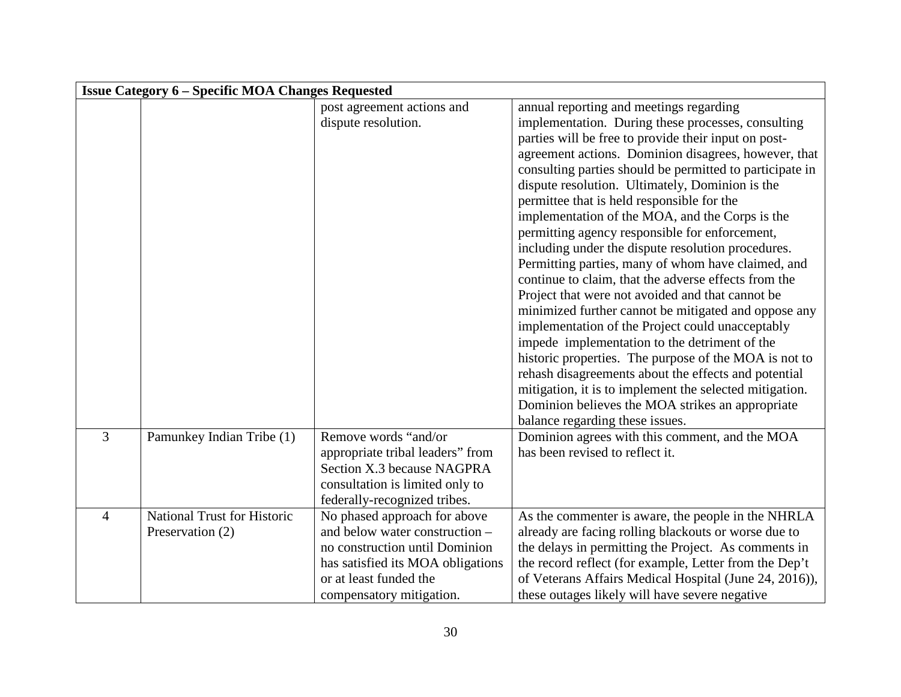| Issue Category 6 – Specific MOA Changes Requested | | | |
|---|---|---|---|
| | | post agreement actions and dispute resolution. | annual reporting and meetings regarding implementation. During these processes, consulting parties will be free to provide their input on post-agreement actions. Dominion disagrees, however, that consulting parties should be permitted to participate in dispute resolution. Ultimately, Dominion is the permittee that is held responsible for the implementation of the MOA, and the Corps is the permitting agency responsible for enforcement, including under the dispute resolution procedures. Permitting parties, many of whom have claimed, and continue to claim, that the adverse effects from the Project that were not avoided and that cannot be minimized further cannot be mitigated and oppose any implementation of the Project could unacceptably impede implementation to the detriment of the historic properties. The purpose of the MOA is not to rehash disagreements about the effects and potential mitigation, it is to implement the selected mitigation. Dominion believes the MOA strikes an appropriate balance regarding these issues. |
| 3 | Pamunkey Indian Tribe (1) | Remove words "and/or appropriate tribal leaders" from Section X.3 because NAGPRA consultation is limited only to federally-recognized tribes. | Dominion agrees with this comment, and the MOA has been revised to reflect it. |
| 4 | National Trust for Historic Preservation (2) | No phased approach for above and below water construction – no construction until Dominion has satisfied its MOA obligations or at least funded the compensatory mitigation. | As the commenter is aware, the people in the NHRLA already are facing rolling blackouts or worse due to the delays in permitting the Project. As comments in the record reflect (for example, Letter from the Dep't of Veterans Affairs Medical Hospital (June 24, 2016)), these outages likely will have severe negative |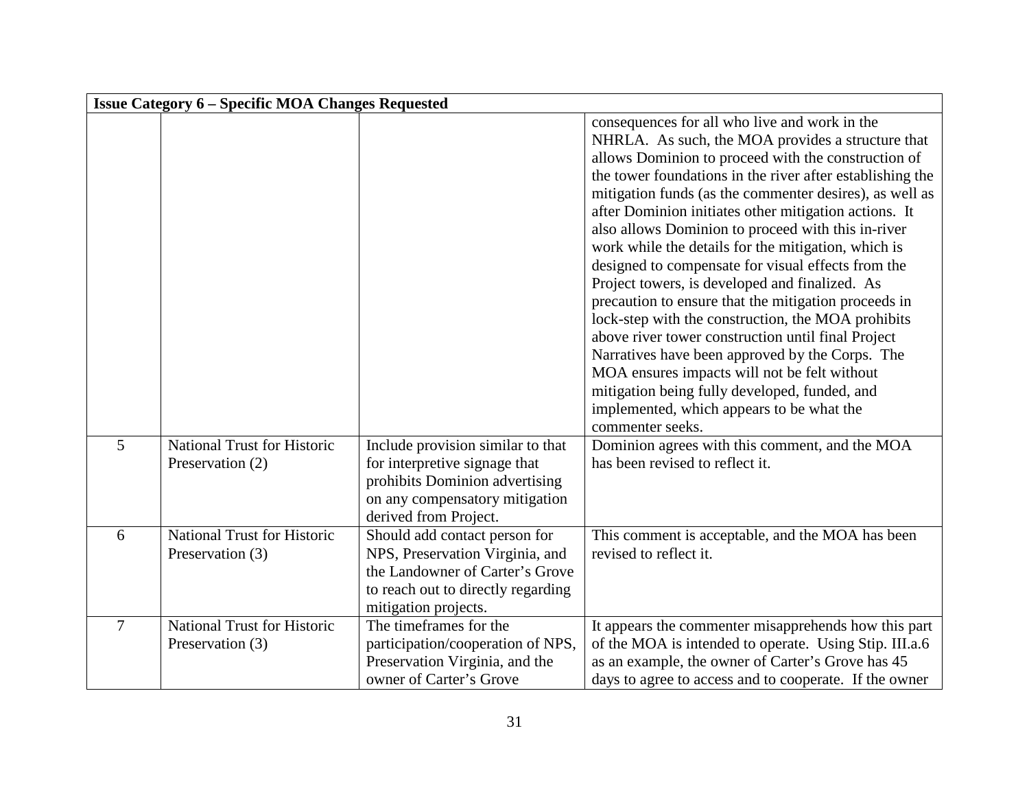| Issue Category 6 – Specific MOA Changes Requested | | | |
|---|---|---|---|
| | | | consequences for all who live and work in the NHRLA. As such, the MOA provides a structure that allows Dominion to proceed with the construction of the tower foundations in the river after establishing the mitigation funds (as the commenter desires), as well as after Dominion initiates other mitigation actions. It also allows Dominion to proceed with this in-river work while the details for the mitigation, which is designed to compensate for visual effects from the Project towers, is developed and finalized. As precaution to ensure that the mitigation proceeds in lock-step with the construction, the MOA prohibits above river tower construction until final Project Narratives have been approved by the Corps. The MOA ensures impacts will not be felt without mitigation being fully developed, funded, and implemented, which appears to be what the commenter seeks. |
| 5 | National Trust for Historic Preservation (2) | Include provision similar to that for interpretive signage that prohibits Dominion advertising on any compensatory mitigation derived from Project. | Dominion agrees with this comment, and the MOA has been revised to reflect it. |
| 6 | National Trust for Historic Preservation (3) | Should add contact person for NPS, Preservation Virginia, and the Landowner of Carter's Grove to reach out to directly regarding mitigation projects. | This comment is acceptable, and the MOA has been revised to reflect it. |
| 7 | National Trust for Historic Preservation (3) | The timeframes for the participation/cooperation of NPS, Preservation Virginia, and the owner of Carter's Grove | It appears the commenter misapprehends how this part of the MOA is intended to operate. Using Stip. III.a.6 as an example, the owner of Carter's Grove has 45 days to agree to access and to cooperate. If the owner |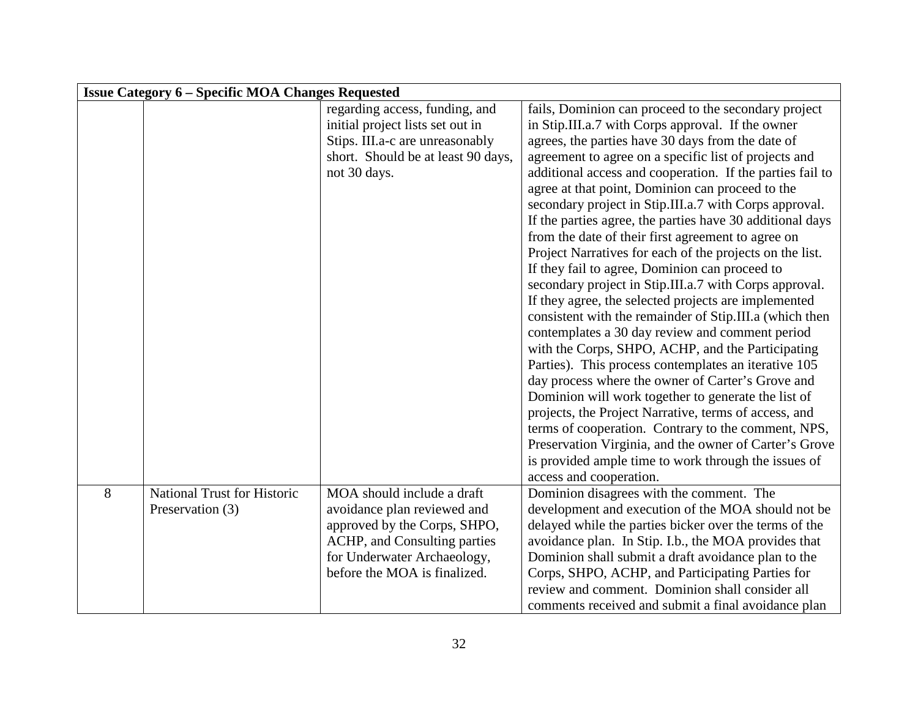| Issue Category 6 – Specific MOA Changes Requested | | | |
|---|---|---|---|
| | | regarding access, funding, and initial project lists set out in Stips. III.a-c are unreasonably short. Should be at least 90 days, not 30 days. | fails, Dominion can proceed to the secondary project in Stip.III.a.7 with Corps approval. If the owner agrees, the parties have 30 days from the date of agreement to agree on a specific list of projects and additional access and cooperation. If the parties fail to agree at that point, Dominion can proceed to the secondary project in Stip.III.a.7 with Corps approval. If the parties agree, the parties have 30 additional days from the date of their first agreement to agree on Project Narratives for each of the projects on the list. If they fail to agree, Dominion can proceed to secondary project in Stip.III.a.7 with Corps approval. If they agree, the selected projects are implemented consistent with the remainder of Stip.III.a (which then contemplates a 30 day review and comment period with the Corps, SHPO, ACHP, and the Participating Parties). This process contemplates an iterative 105 day process where the owner of Carter's Grove and Dominion will work together to generate the list of projects, the Project Narrative, terms of access, and terms of cooperation. Contrary to the comment, NPS, Preservation Virginia, and the owner of Carter's Grove is provided ample time to work through the issues of access and cooperation. |
| 8 | National Trust for Historic Preservation (3) | MOA should include a draft avoidance plan reviewed and approved by the Corps, SHPO, ACHP, and Consulting parties for Underwater Archaeology, before the MOA is finalized. | Dominion disagrees with the comment. The development and execution of the MOA should not be delayed while the parties bicker over the terms of the avoidance plan. In Stip. I.b., the MOA provides that Dominion shall submit a draft avoidance plan to the Corps, SHPO, ACHP, and Participating Parties for review and comment. Dominion shall consider all comments received and submit a final avoidance plan |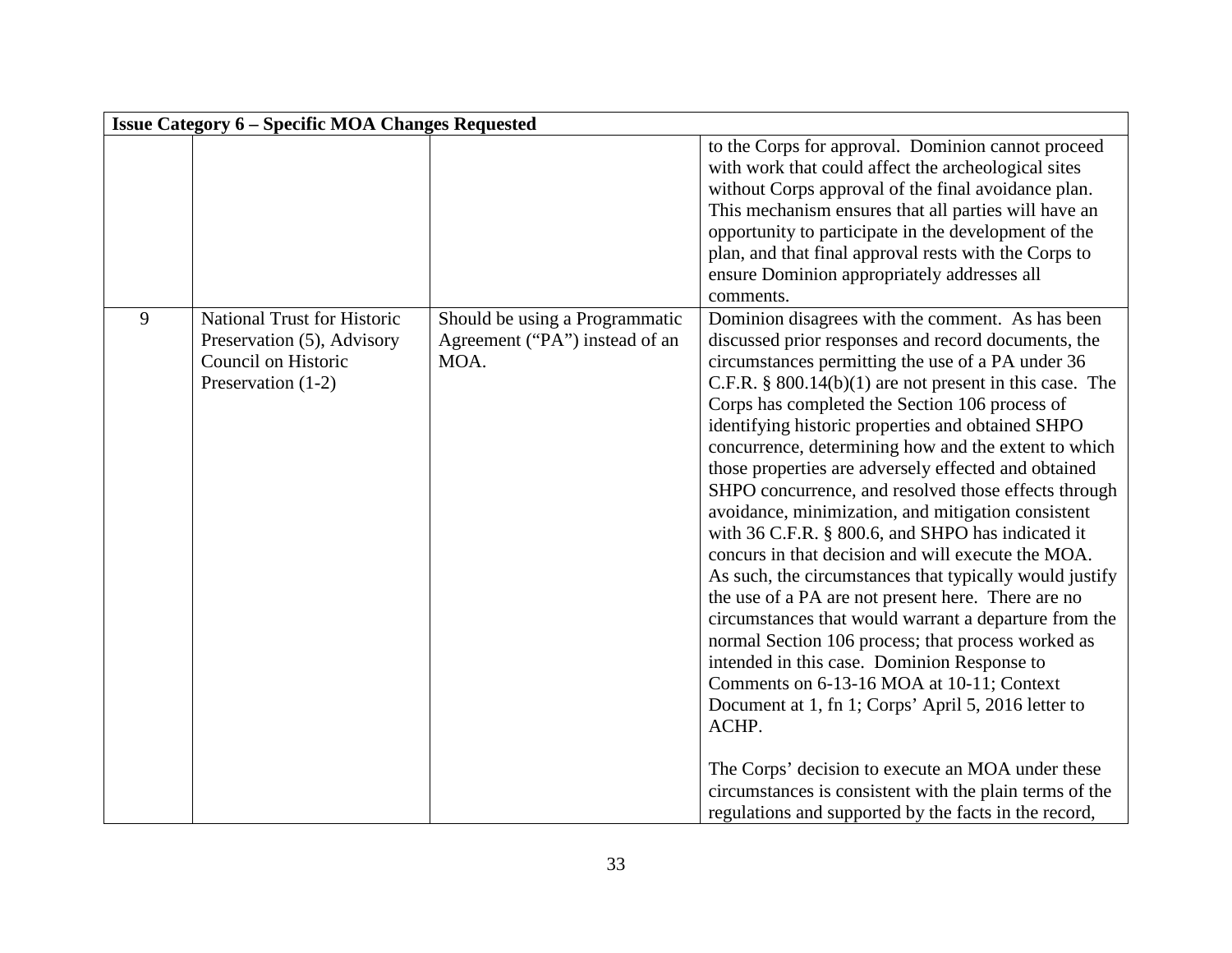| Issue Category 6 – Specific MOA Changes Requested | | | |
|---|---|---|---|
| | | | to the Corps for approval. Dominion cannot proceed with work that could affect the archeological sites without Corps approval of the final avoidance plan. This mechanism ensures that all parties will have an opportunity to participate in the development of the plan, and that final approval rests with the Corps to ensure Dominion appropriately addresses all comments. |
| 9 | National Trust for Historic Preservation (5), Advisory Council on Historic Preservation (1-2) | Should be using a Programmatic Agreement ("PA") instead of an MOA. | Dominion disagrees with the comment. As has been discussed prior responses and record documents, the circumstances permitting the use of a PA under 36 C.F.R. § 800.14(b)(1) are not present in this case. The Corps has completed the Section 106 process of identifying historic properties and obtained SHPO concurrence, determining how and the extent to which those properties are adversely effected and obtained SHPO concurrence, and resolved those effects through avoidance, minimization, and mitigation consistent with 36 C.F.R. § 800.6, and SHPO has indicated it concurs in that decision and will execute the MOA. As such, the circumstances that typically would justify the use of a PA are not present here. There are no circumstances that would warrant a departure from the normal Section 106 process; that process worked as intended in this case. Dominion Response to Comments on 6-13-16 MOA at 10-11; Context Document at 1, fn 1; Corps' April 5, 2016 letter to ACHP.<br><br>The Corps' decision to execute an MOA under these circumstances is consistent with the plain terms of the regulations and supported by the facts in the record, |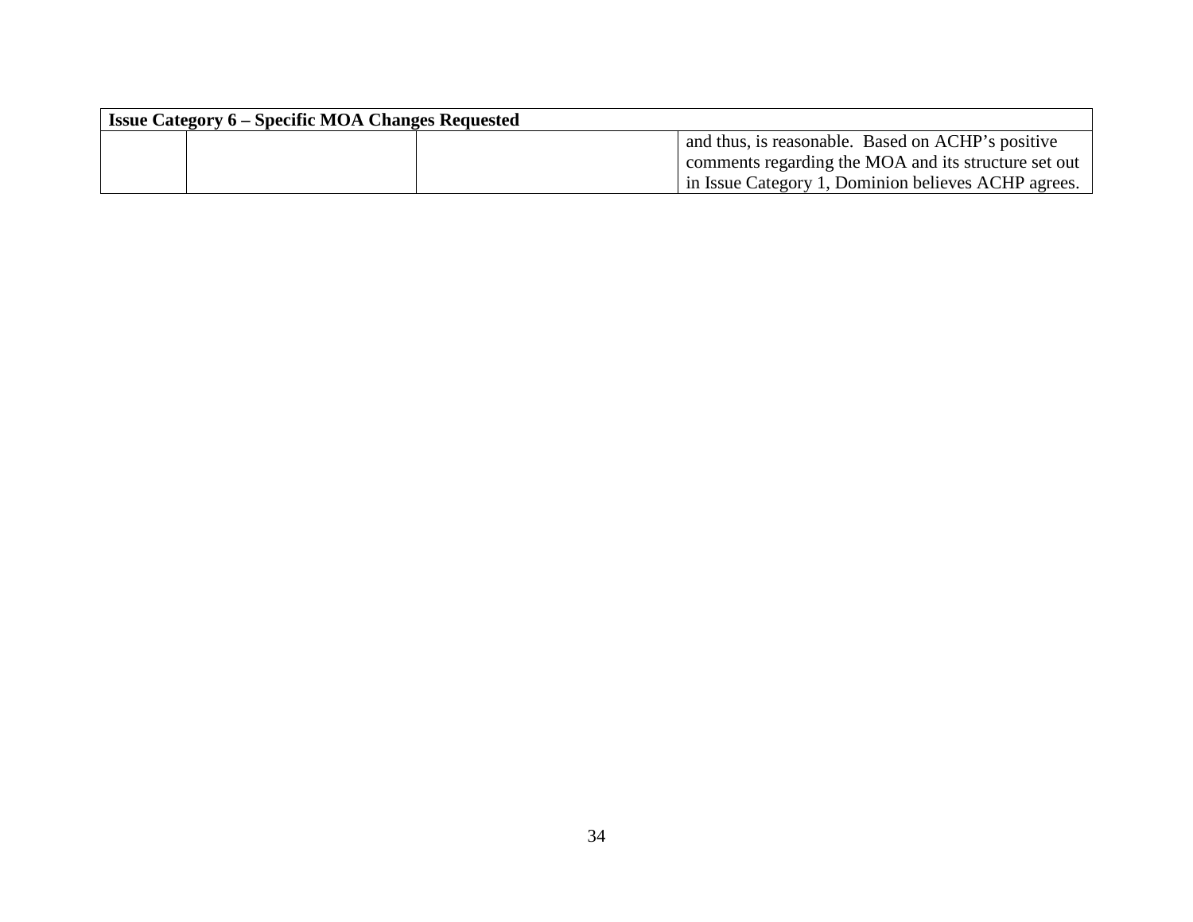| Issue Category 6 – Specific MOA Changes Requested | | | |
|---|---|---|---|
| | | | and thus, is reasonable. Based on ACHP's positive comments regarding the MOA and its structure set out in Issue Category 1, Dominion believes ACHP agrees. |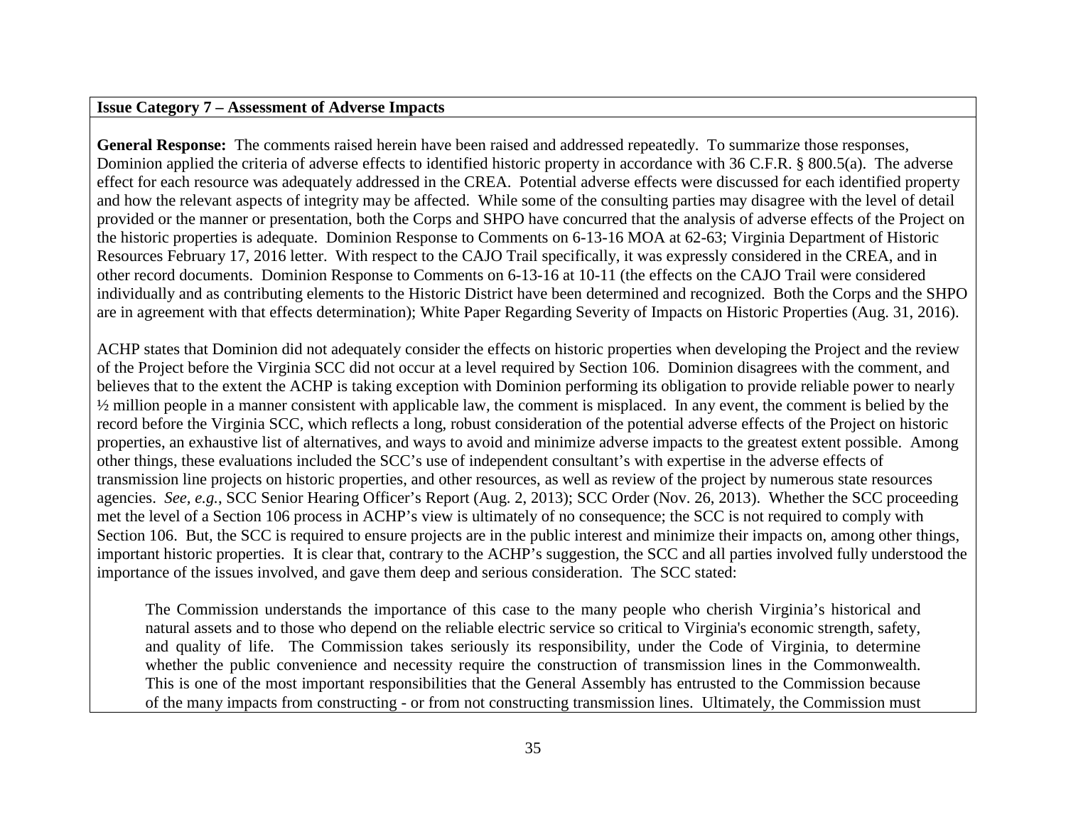**Issue Category 7 – Assessment of Adverse Impacts**

**General Response:** The comments raised herein have been raised and addressed repeatedly. To summarize those responses, Dominion applied the criteria of adverse effects to identified historic property in accordance with 36 C.F.R. § 800.5(a). The adverse effect for each resource was adequately addressed in the CREA. Potential adverse effects were discussed for each identified property and how the relevant aspects of integrity may be affected. While some of the consulting parties may disagree with the level of detail provided or the manner or presentation, both the Corps and SHPO have concurred that the analysis of adverse effects of the Project on the historic properties is adequate. Dominion Response to Comments on 6-13-16 MOA at 62-63; Virginia Department of Historic Resources February 17, 2016 letter. With respect to the CAJO Trail specifically, it was expressly considered in the CREA, and in other record documents. Dominion Response to Comments on 6-13-16 at 10-11 (the effects on the CAJO Trail were considered individually and as contributing elements to the Historic District have been determined and recognized. Both the Corps and the SHPO are in agreement with that effects determination); White Paper Regarding Severity of Impacts on Historic Properties (Aug. 31, 2016).

ACHP states that Dominion did not adequately consider the effects on historic properties when developing the Project and the review of the Project before the Virginia SCC did not occur at a level required by Section 106. Dominion disagrees with the comment, and believes that to the extent the ACHP is taking exception with Dominion performing its obligation to provide reliable power to nearly ½ million people in a manner consistent with applicable law, the comment is misplaced. In any event, the comment is belied by the record before the Virginia SCC, which reflects a long, robust consideration of the potential adverse effects of the Project on historic properties, an exhaustive list of alternatives, and ways to avoid and minimize adverse impacts to the greatest extent possible. Among other things, these evaluations included the SCC's use of independent consultant's with expertise in the adverse effects of transmission line projects on historic properties, and other resources, as well as review of the project by numerous state resources agencies. *See, e.g.*, SCC Senior Hearing Officer's Report (Aug. 2, 2013); SCC Order (Nov. 26, 2013). Whether the SCC proceeding met the level of a Section 106 process in ACHP's view is ultimately of no consequence; the SCC is not required to comply with Section 106. But, the SCC is required to ensure projects are in the public interest and minimize their impacts on, among other things, important historic properties. It is clear that, contrary to the ACHP's suggestion, the SCC and all parties involved fully understood the importance of the issues involved, and gave them deep and serious consideration. The SCC stated:

> The Commission understands the importance of this case to the many people who cherish Virginia's historical and natural assets and to those who depend on the reliable electric service so critical to Virginia's economic strength, safety, and quality of life. The Commission takes seriously its responsibility, under the Code of Virginia, to determine whether the public convenience and necessity require the construction of transmission lines in the Commonwealth. This is one of the most important responsibilities that the General Assembly has entrusted to the Commission because of the many impacts from constructing - or from not constructing transmission lines. Ultimately, the Commission must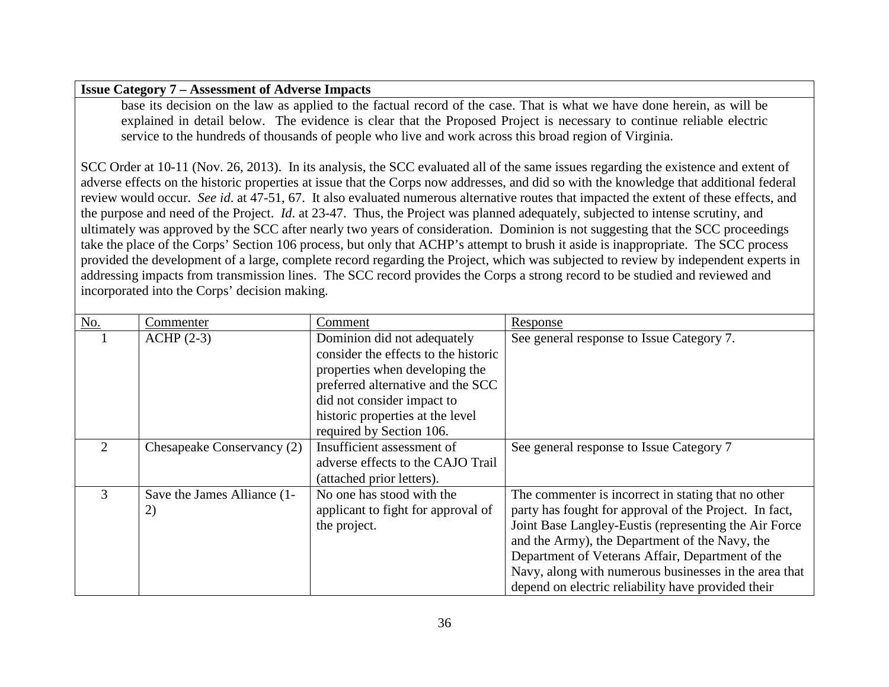**Issue Category 7 – Assessment of Adverse Impacts**

> base its decision on the law as applied to the factual record of the case. That is what we have done herein, as will be explained in detail below. The evidence is clear that the Proposed Project is necessary to continue reliable electric service to the hundreds of thousands of people who live and work across this broad region of Virginia.

SCC Order at 10-11 (Nov. 26, 2013). In its analysis, the SCC evaluated all of the same issues regarding the existence and extent of adverse effects on the historic properties at issue that the Corps now addresses, and did so with the knowledge that additional federal review would occur. *See id*. at 47-51, 67. It also evaluated numerous alternative routes that impacted the extent of these effects, and the purpose and need of the Project. *Id*. at 23-47. Thus, the Project was planned adequately, subjected to intense scrutiny, and ultimately was approved by the SCC after nearly two years of consideration. Dominion is not suggesting that the SCC proceedings take the place of the Corps' Section 106 process, but only that ACHP's attempt to brush it aside is inappropriate. The SCC process provided the development of a large, complete record regarding the Project, which was subjected to review by independent experts in addressing impacts from transmission lines. The SCC record provides the Corps a strong record to be studied and reviewed and incorporated into the Corps' decision making.

| No. | Commenter | Comment | Response |
|---|---|---|---|
| 1 | ACHP (2-3) | Dominion did not adequately consider the effects to the historic properties when developing the preferred alternative and the SCC did not consider impact to historic properties at the level required by Section 106. | See general response to Issue Category 7. |
| 2 | Chesapeake Conservancy (2) | Insufficient assessment of adverse effects to the CAJO Trail (attached prior letters). | See general response to Issue Category 7 |
| 3 | Save the James Alliance (1-2) | No one has stood with the applicant to fight for approval of the project. | The commenter is incorrect in stating that no other party has fought for approval of the Project. In fact, Joint Base Langley-Eustis (representing the Air Force and the Army), the Department of the Navy, the Department of Veterans Affair, Department of the Navy, along with numerous businesses in the area that depend on electric reliability have provided their |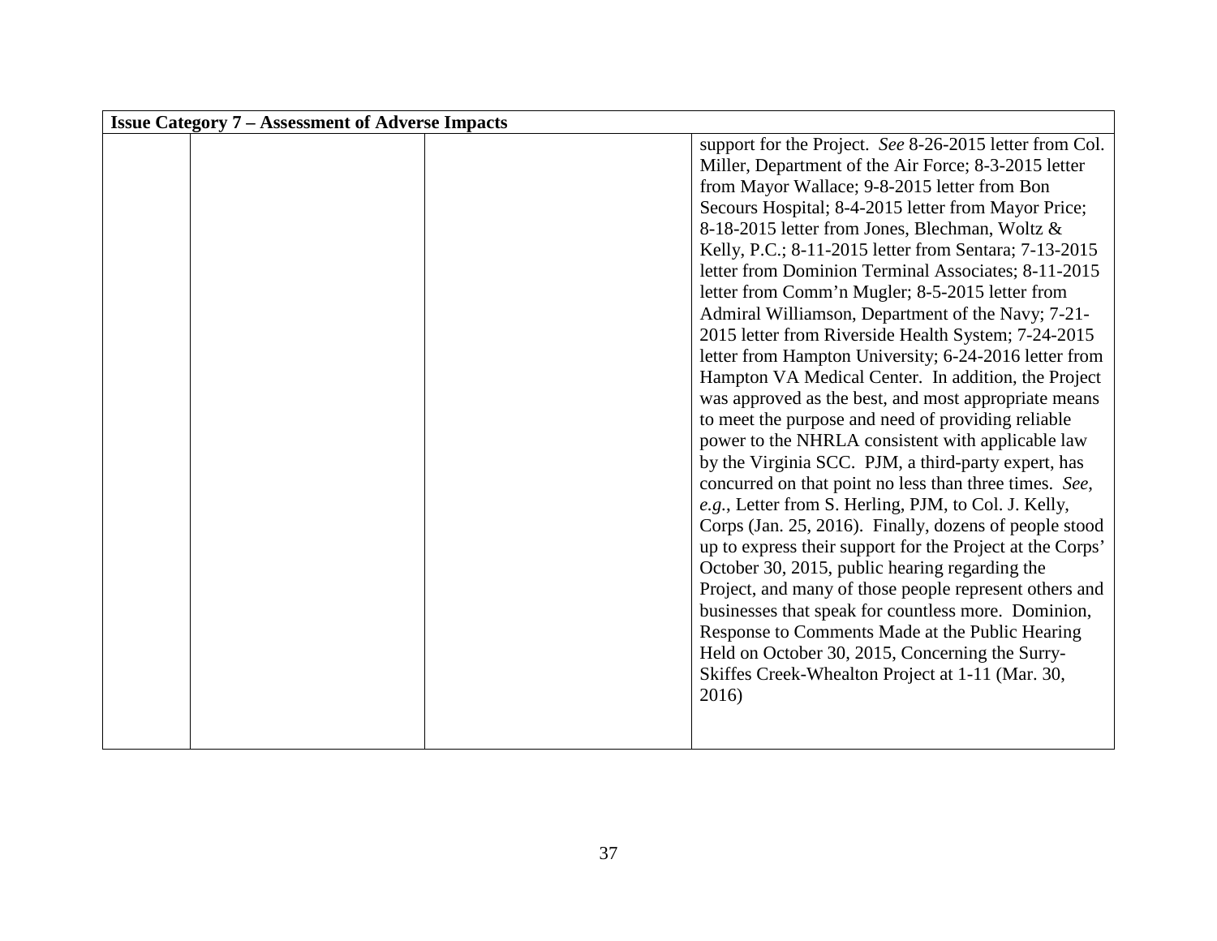| Issue Category 7 – Assessment of Adverse Impacts | | | |
|---|---|---|---|
| | | | support for the Project. *See* 8-26-2015 letter from Col. Miller, Department of the Air Force; 8-3-2015 letter from Mayor Wallace; 9-8-2015 letter from Bon Secours Hospital; 8-4-2015 letter from Mayor Price; 8-18-2015 letter from Jones, Blechman, Woltz & Kelly, P.C.; 8-11-2015 letter from Sentara; 7-13-2015 letter from Dominion Terminal Associates; 8-11-2015 letter from Comm'n Mugler; 8-5-2015 letter from Admiral Williamson, Department of the Navy; 7-21-2015 letter from Riverside Health System; 7-24-2015 letter from Hampton University; 6-24-2016 letter from Hampton VA Medical Center. In addition, the Project was approved as the best, and most appropriate means to meet the purpose and need of providing reliable power to the NHRLA consistent with applicable law by the Virginia SCC. PJM, a third-party expert, has concurred on that point no less than three times. *See, e.g.*, Letter from S. Herling, PJM, to Col. J. Kelly, Corps (Jan. 25, 2016). Finally, dozens of people stood up to express their support for the Project at the Corps' October 30, 2015, public hearing regarding the Project, and many of those people represent others and businesses that speak for countless more. Dominion, Response to Comments Made at the Public Hearing Held on October 30, 2015, Concerning the Surry-Skiffes Creek-Whealton Project at 1-11 (Mar. 30, 2016) |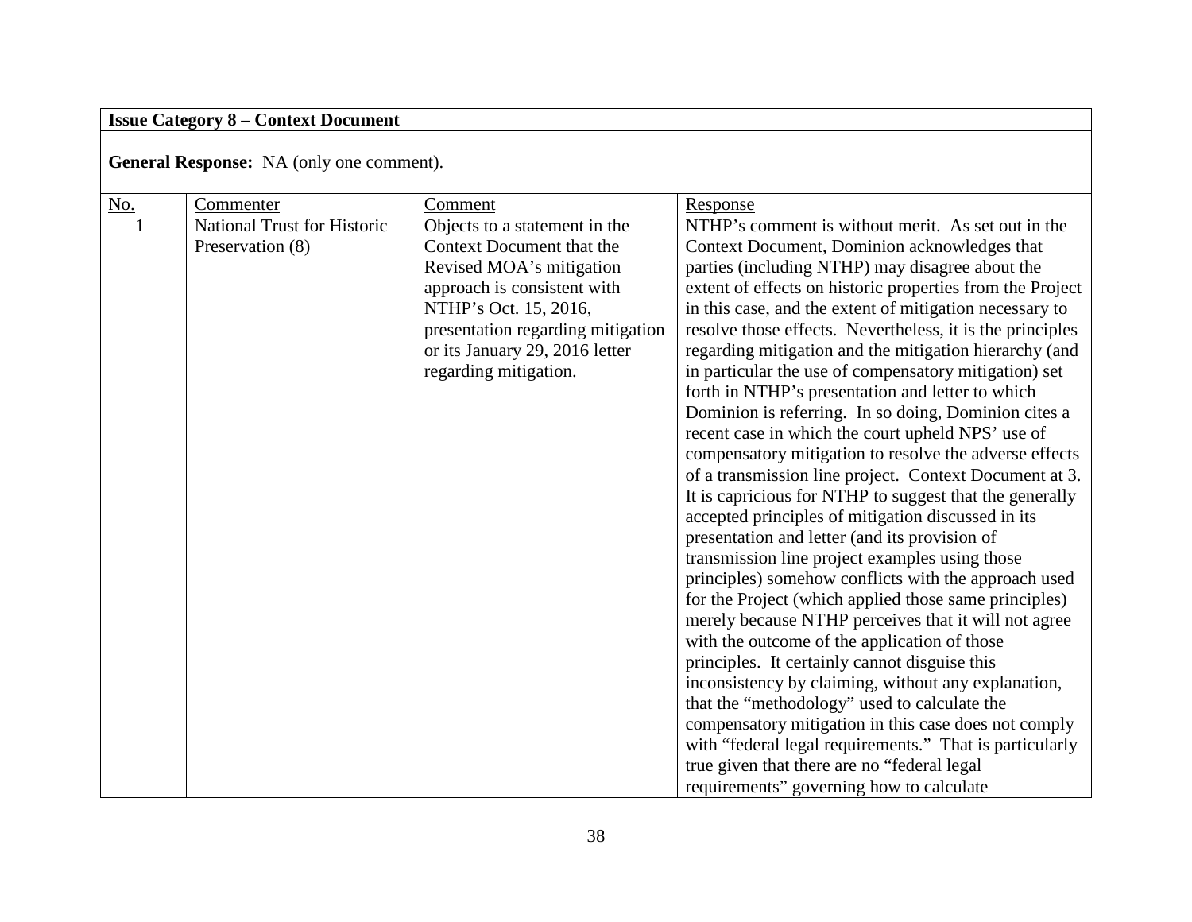**Issue Category 8 – Context Document**

**General Response:** NA (only one comment).

| No. | Commenter | Comment | Response |
|---|---|---|---|
| 1 | National Trust for Historic Preservation (8) | Objects to a statement in the Context Document that the Revised MOA's mitigation approach is consistent with NTHP's Oct. 15, 2016, presentation regarding mitigation or its January 29, 2016 letter regarding mitigation. | NTHP's comment is without merit. As set out in the Context Document, Dominion acknowledges that parties (including NTHP) may disagree about the extent of effects on historic properties from the Project in this case, and the extent of mitigation necessary to resolve those effects. Nevertheless, it is the principles regarding mitigation and the mitigation hierarchy (and in particular the use of compensatory mitigation) set forth in NTHP's presentation and letter to which Dominion is referring. In so doing, Dominion cites a recent case in which the court upheld NPS' use of compensatory mitigation to resolve the adverse effects of a transmission line project. Context Document at 3. It is capricious for NTHP to suggest that the generally accepted principles of mitigation discussed in its presentation and letter (and its provision of transmission line project examples using those principles) somehow conflicts with the approach used for the Project (which applied those same principles) merely because NTHP perceives that it will not agree with the outcome of the application of those principles. It certainly cannot disguise this inconsistency by claiming, without any explanation, that the "methodology" used to calculate the compensatory mitigation in this case does not comply with "federal legal requirements." That is particularly true given that there are no "federal legal requirements" governing how to calculate |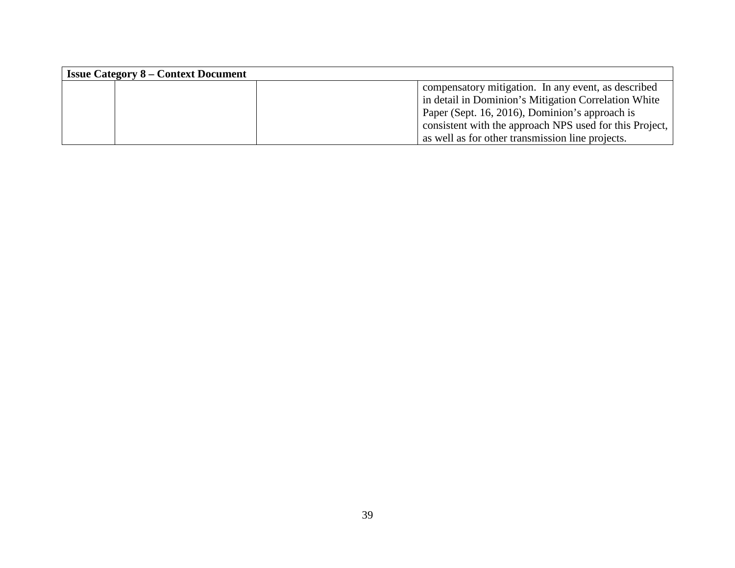| Issue Category 8 – Context Document | | | |
|---|---|---|---|
| | | | compensatory mitigation. In any event, as described in detail in Dominion's Mitigation Correlation White Paper (Sept. 16, 2016), Dominion's approach is consistent with the approach NPS used for this Project, as well as for other transmission line projects. |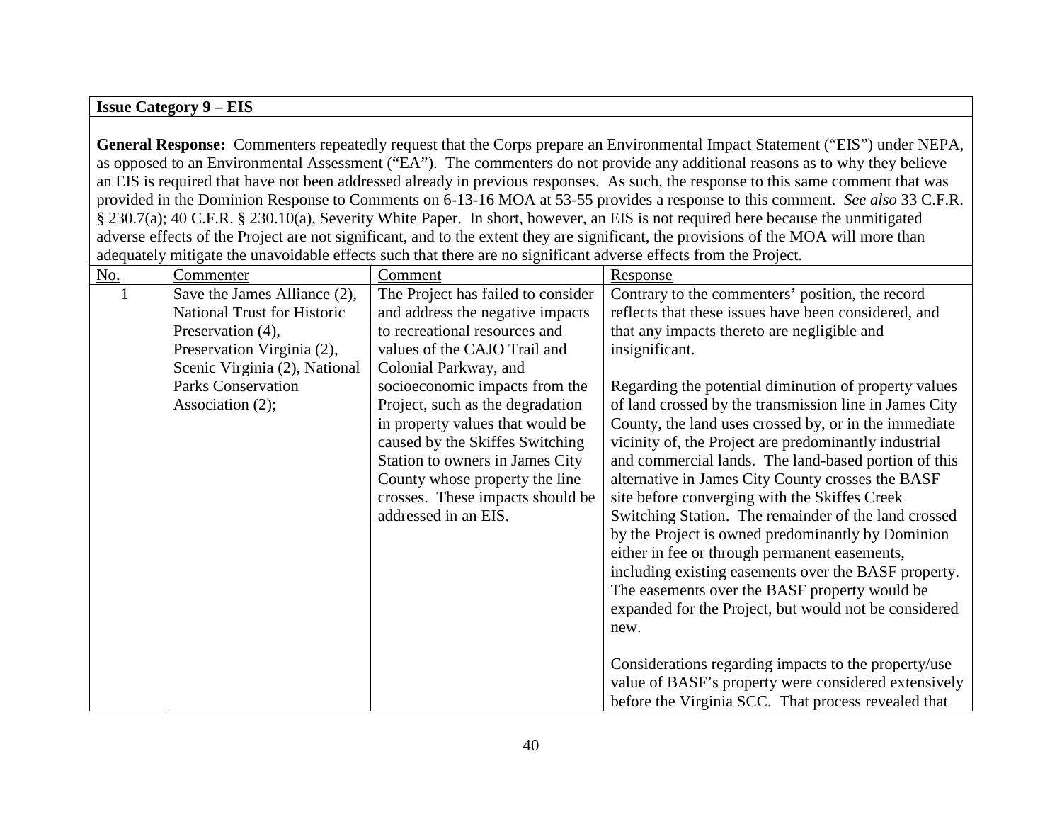**Issue Category 9 – EIS**

**General Response:** Commenters repeatedly request that the Corps prepare an Environmental Impact Statement ("EIS") under NEPA, as opposed to an Environmental Assessment ("EA"). The commenters do not provide any additional reasons as to why they believe an EIS is required that have not been addressed already in previous responses. As such, the response to this same comment that was provided in the Dominion Response to Comments on 6-13-16 MOA at 53-55 provides a response to this comment. *See also* 33 C.F.R. § 230.7(a); 40 C.F.R. § 230.10(a), Severity White Paper. In short, however, an EIS is not required here because the unmitigated adverse effects of the Project are not significant, and to the extent they are significant, the provisions of the MOA will more than adequately mitigate the unavoidable effects such that there are no significant adverse effects from the Project.

| No. | Commenter | Comment | Response |
|---|---|---|---|
| 1 | Save the James Alliance (2), National Trust for Historic Preservation (4), Preservation Virginia (2), Scenic Virginia (2), National Parks Conservation Association (2); | The Project has failed to consider and address the negative impacts to recreational resources and values of the CAJO Trail and Colonial Parkway, and socioeconomic impacts from the Project, such as the degradation in property values that would be caused by the Skiffes Switching Station to owners in James City County whose property the line crosses. These impacts should be addressed in an EIS. | Contrary to the commenters' position, the record reflects that these issues have been considered, and that any impacts thereto are negligible and insignificant.<br><br>Regarding the potential diminution of property values of land crossed by the transmission line in James City County, the land uses crossed by, or in the immediate vicinity of, the Project are predominantly industrial and commercial lands. The land-based portion of this alternative in James City County crosses the BASF site before converging with the Skiffes Creek Switching Station. The remainder of the land crossed by the Project is owned predominantly by Dominion either in fee or through permanent easements, including existing easements over the BASF property. The easements over the BASF property would be expanded for the Project, but would not be considered new.<br><br>Considerations regarding impacts to the property/use value of BASF's property were considered extensively before the Virginia SCC. That process revealed that |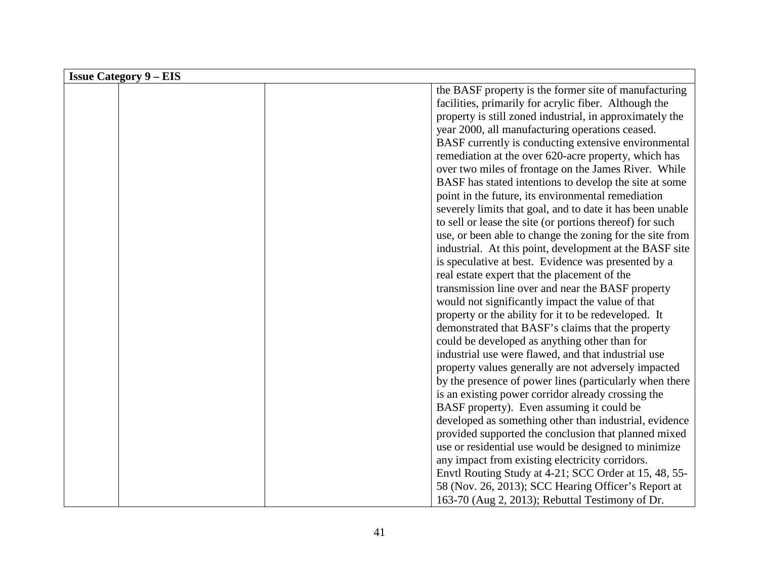| Issue Category 9 – EIS | | | |
|---|---|---|---|
| | | | the BASF property is the former site of manufacturing facilities, primarily for acrylic fiber. Although the property is still zoned industrial, in approximately the year 2000, all manufacturing operations ceased. BASF currently is conducting extensive environmental remediation at the over 620-acre property, which has over two miles of frontage on the James River. While BASF has stated intentions to develop the site at some point in the future, its environmental remediation severely limits that goal, and to date it has been unable to sell or lease the site (or portions thereof) for such use, or been able to change the zoning for the site from industrial. At this point, development at the BASF site is speculative at best. Evidence was presented by a real estate expert that the placement of the transmission line over and near the BASF property would not significantly impact the value of that property or the ability for it to be redeveloped. It demonstrated that BASF's claims that the property could be developed as anything other than for industrial use were flawed, and that industrial use property values generally are not adversely impacted by the presence of power lines (particularly when there is an existing power corridor already crossing the BASF property). Even assuming it could be developed as something other than industrial, evidence provided supported the conclusion that planned mixed use or residential use would be designed to minimize any impact from existing electricity corridors.<br>Envtl Routing Study at 4-21; SCC Order at 15, 48, 55-58 (Nov. 26, 2013); SCC Hearing Officer's Report at 163-70 (Aug 2, 2013); Rebuttal Testimony of Dr. |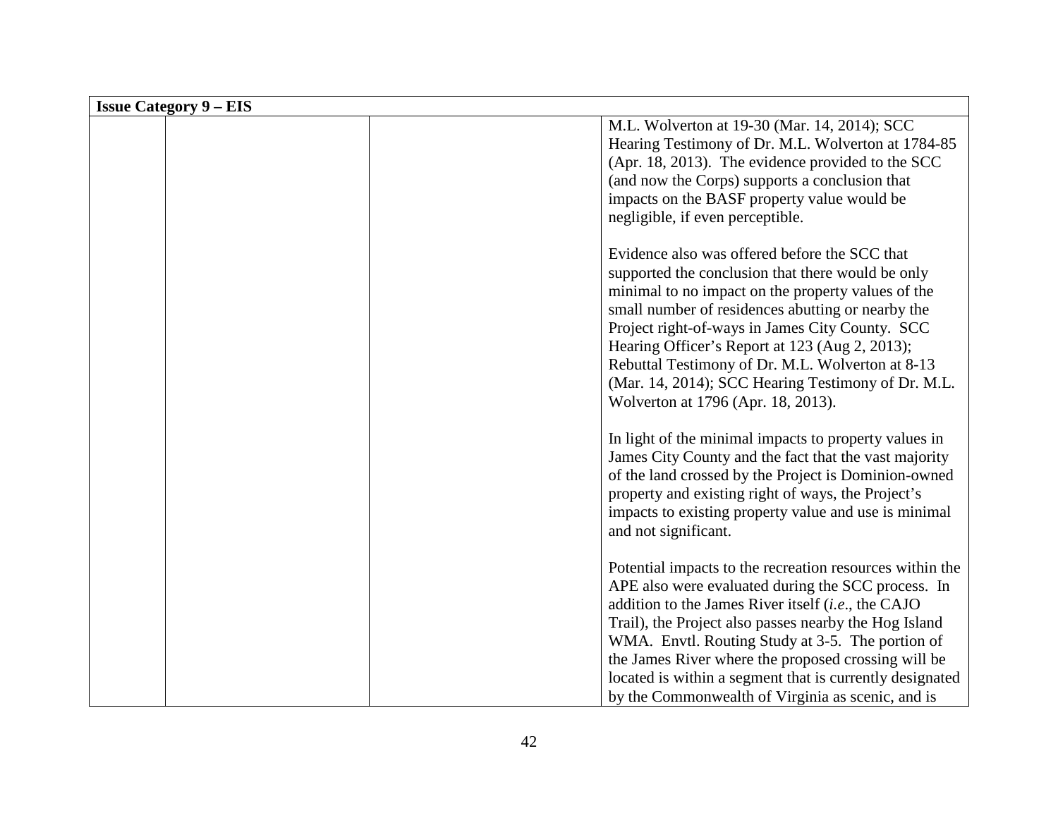| Issue Category 9 – EIS | | | |
|---|---|---|---|
| | | | M.L. Wolverton at 19-30 (Mar. 14, 2014); SCC Hearing Testimony of Dr. M.L. Wolverton at 1784-85 (Apr. 18, 2013). The evidence provided to the SCC (and now the Corps) supports a conclusion that impacts on the BASF property value would be negligible, if even perceptible.<br><br>Evidence also was offered before the SCC that supported the conclusion that there would be only minimal to no impact on the property values of the small number of residences abutting or nearby the Project right-of-ways in James City County. SCC Hearing Officer's Report at 123 (Aug 2, 2013); Rebuttal Testimony of Dr. M.L. Wolverton at 8-13 (Mar. 14, 2014); SCC Hearing Testimony of Dr. M.L. Wolverton at 1796 (Apr. 18, 2013).<br><br>In light of the minimal impacts to property values in James City County and the fact that the vast majority of the land crossed by the Project is Dominion-owned property and existing right of ways, the Project's impacts to existing property value and use is minimal and not significant.<br><br>Potential impacts to the recreation resources within the APE also were evaluated during the SCC process. In addition to the James River itself (*i.e*., the CAJO Trail), the Project also passes nearby the Hog Island WMA. Envtl. Routing Study at 3-5. The portion of the James River where the proposed crossing will be located is within a segment that is currently designated by the Commonwealth of Virginia as scenic, and is |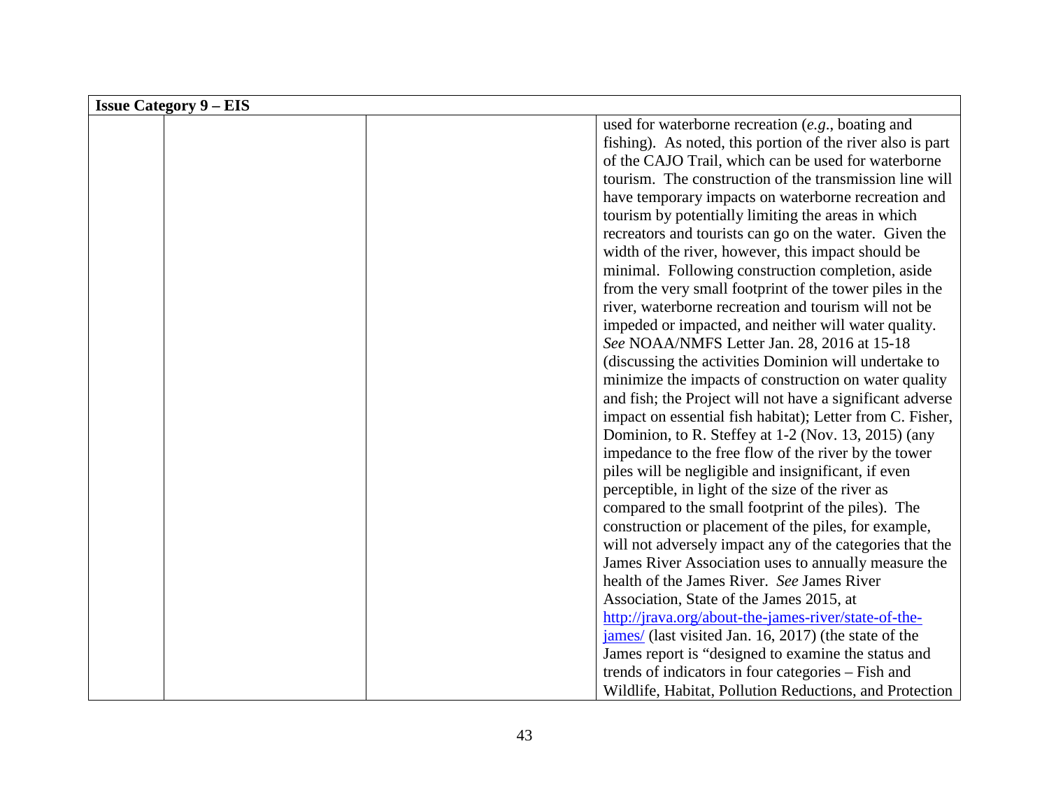| Issue Category 9 – EIS | | | |
|---|---|---|---|
| | | | used for waterborne recreation (*e.g.*, boating and fishing). As noted, this portion of the river also is part of the CAJO Trail, which can be used for waterborne tourism. The construction of the transmission line will have temporary impacts on waterborne recreation and tourism by potentially limiting the areas in which recreators and tourists can go on the water. Given the width of the river, however, this impact should be minimal. Following construction completion, aside from the very small footprint of the tower piles in the river, waterborne recreation and tourism will not be impeded or impacted, and neither will water quality. *See* NOAA/NMFS Letter Jan. 28, 2016 at 15-18 (discussing the activities Dominion will undertake to minimize the impacts of construction on water quality and fish; the Project will not have a significant adverse impact on essential fish habitat); Letter from C. Fisher, Dominion, to R. Steffey at 1-2 (Nov. 13, 2015) (any impedance to the free flow of the river by the tower piles will be negligible and insignificant, if even perceptible, in light of the size of the river as compared to the small footprint of the piles). The construction or placement of the piles, for example, will not adversely impact any of the categories that the James River Association uses to annually measure the health of the James River. *See* James River Association, State of the James 2015, at [http://jrava.org/about-the-james-river/state-of-the-james/](http://jrava.org/about-the-james-river/state-of-the-james/) (last visited Jan. 16, 2017) (the state of the James report is "designed to examine the status and trends of indicators in four categories – Fish and Wildlife, Habitat, Pollution Reductions, and Protection |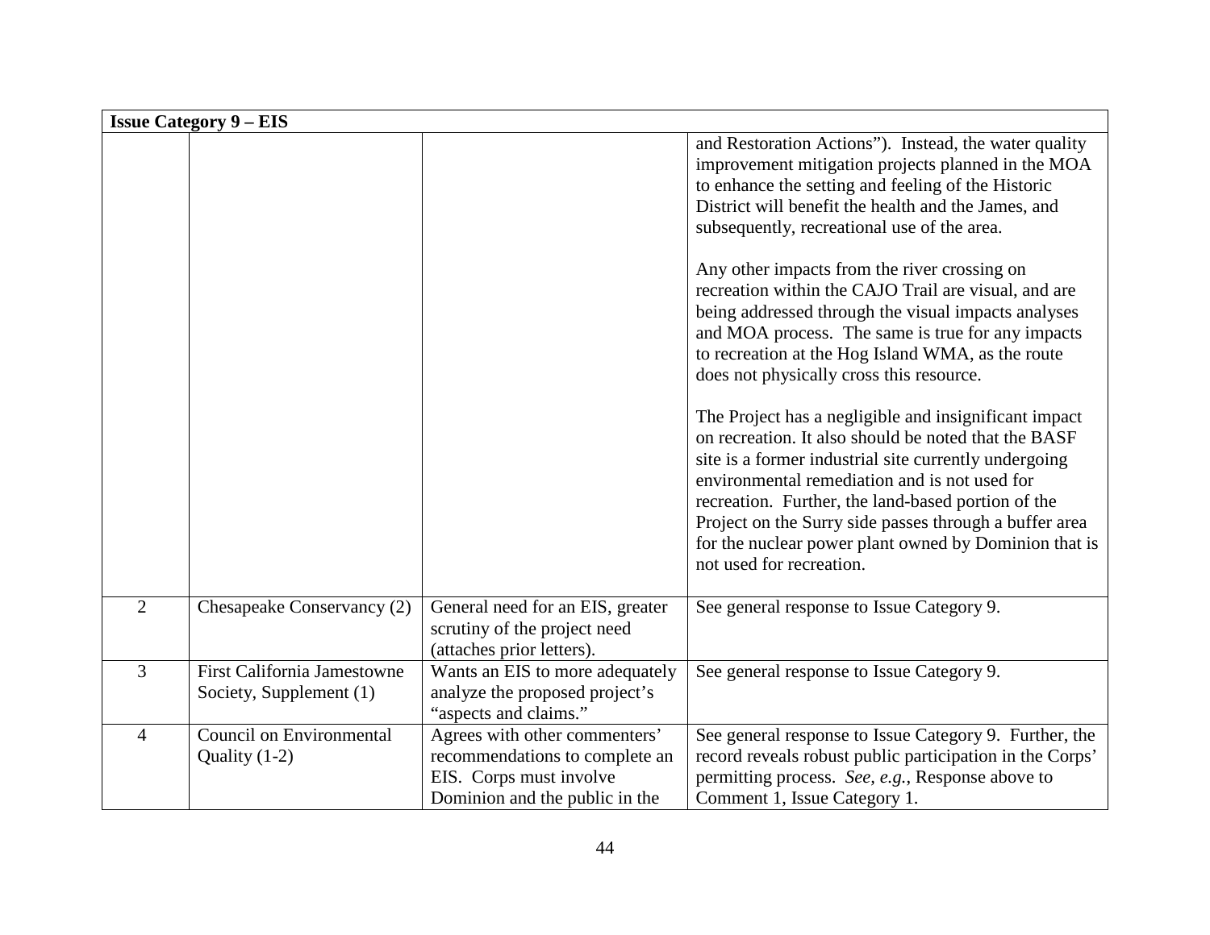| **Issue Category 9 – EIS** | | | |
|---|---|---|---|
| | | | and Restoration Actions"). Instead, the water quality improvement mitigation projects planned in the MOA to enhance the setting and feeling of the Historic District will benefit the health and the James, and subsequently, recreational use of the area.<br><br>Any other impacts from the river crossing on recreation within the CAJO Trail are visual, and are being addressed through the visual impacts analyses and MOA process. The same is true for any impacts to recreation at the Hog Island WMA, as the route does not physically cross this resource.<br><br>The Project has a negligible and insignificant impact on recreation. It also should be noted that the BASF site is a former industrial site currently undergoing environmental remediation and is not used for recreation. Further, the land-based portion of the Project on the Surry side passes through a buffer area for the nuclear power plant owned by Dominion that is not used for recreation. |
| 2 | Chesapeake Conservancy (2) | General need for an EIS, greater scrutiny of the project need (attaches prior letters). | See general response to Issue Category 9. |
| 3 | First California Jamestowne Society, Supplement (1) | Wants an EIS to more adequately analyze the proposed project's "aspects and claims." | See general response to Issue Category 9. |
| 4 | Council on Environmental Quality (1-2) | Agrees with other commenters' recommendations to complete an EIS. Corps must involve Dominion and the public in the | See general response to Issue Category 9. Further, the record reveals robust public participation in the Corps' permitting process. *See, e.g.*, Response above to Comment 1, Issue Category 1. |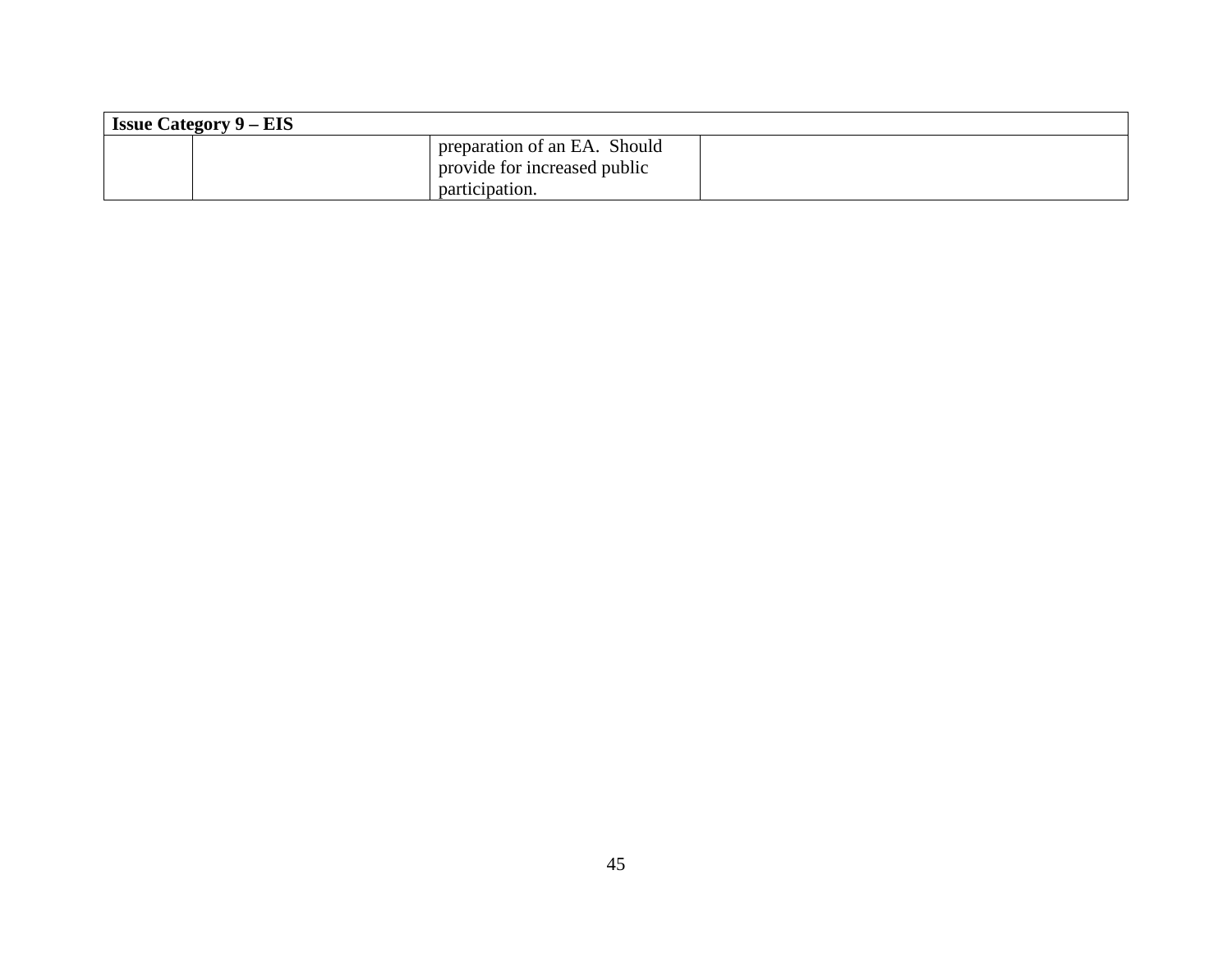| Issue Category 9 – EIS | | | |
|---|---|---|---|
| | | preparation of an EA. Should provide for increased public participation. | |